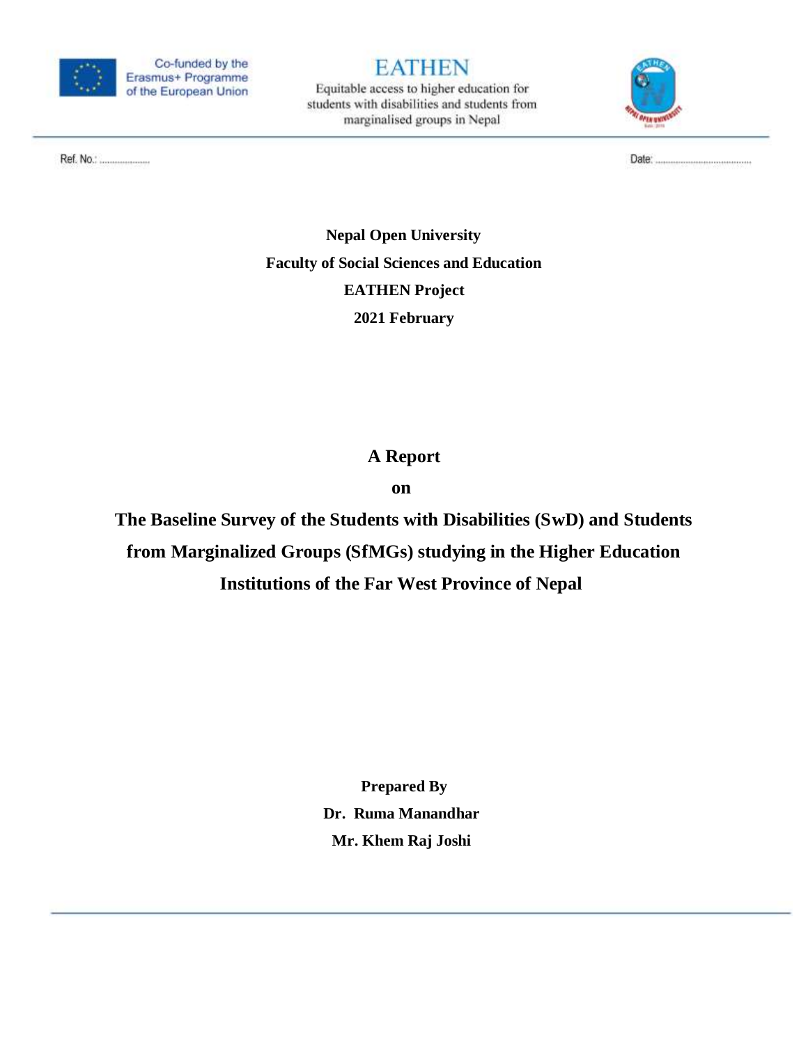Co-funded by the Erasmus+ Programme of the European Union

**EATHEN**

Equitable access to higher education for students with disabilities and students from marginalised groups in Nepal

Ref. No.: ..................

Date: ..................................

**Nepal Open University**

**Faculty of Social Sciences and Education**

**EATHEN Project**

**2021 February**

# A Report

# on

# The Baseline Survey of the Students with Disabilities (SwD) and Students from Marginalized Groups (SfMGs) studying in the Higher Education Institutions of the Far West Province of Nepal

**Prepared By**

**Dr. Ruma Manandhar**

**Mr. Khem Raj Joshi**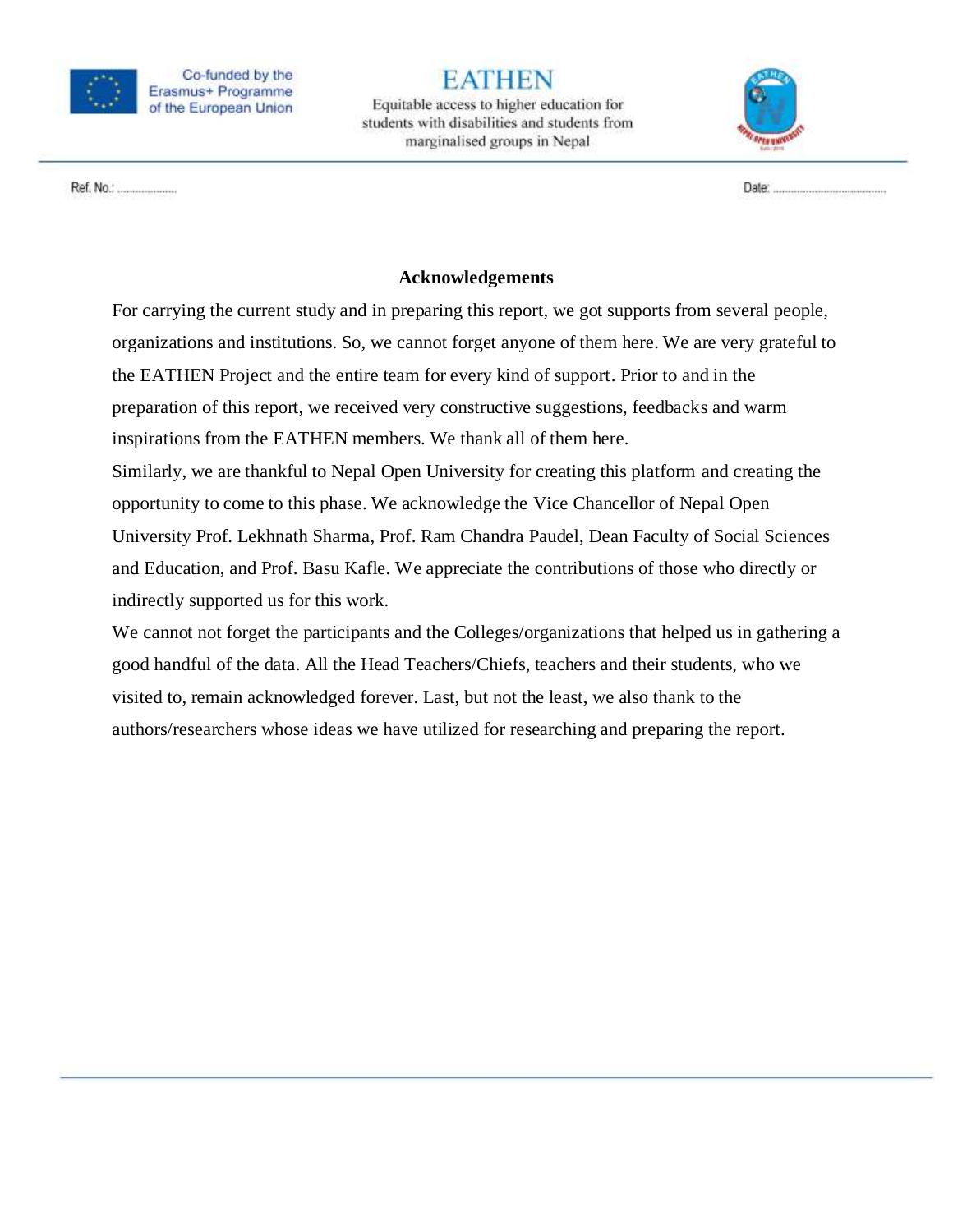## Acknowledgements

For carrying the current study and in preparing this report, we got supports from several people, organizations and institutions. So, we cannot forget anyone of them here. We are very grateful to the EATHEN Project and the entire team for every kind of support. Prior to and in the preparation of this report, we received very constructive suggestions, feedbacks and warm inspirations from the EATHEN members. We thank all of them here.

Similarly, we are thankful to Nepal Open University for creating this platform and creating the opportunity to come to this phase. We acknowledge the Vice Chancellor of Nepal Open University Prof. Lekhnath Sharma, Prof. Ram Chandra Paudel, Dean Faculty of Social Sciences and Education, and Prof. Basu Kafle. We appreciate the contributions of those who directly or indirectly supported us for this work.

We cannot not forget the participants and the Colleges/organizations that helped us in gathering a good handful of the data. All the Head Teachers/Chiefs, teachers and their students, who we visited to, remain acknowledged forever. Last, but not the least, we also thank to the authors/researchers whose ideas we have utilized for researching and preparing the report.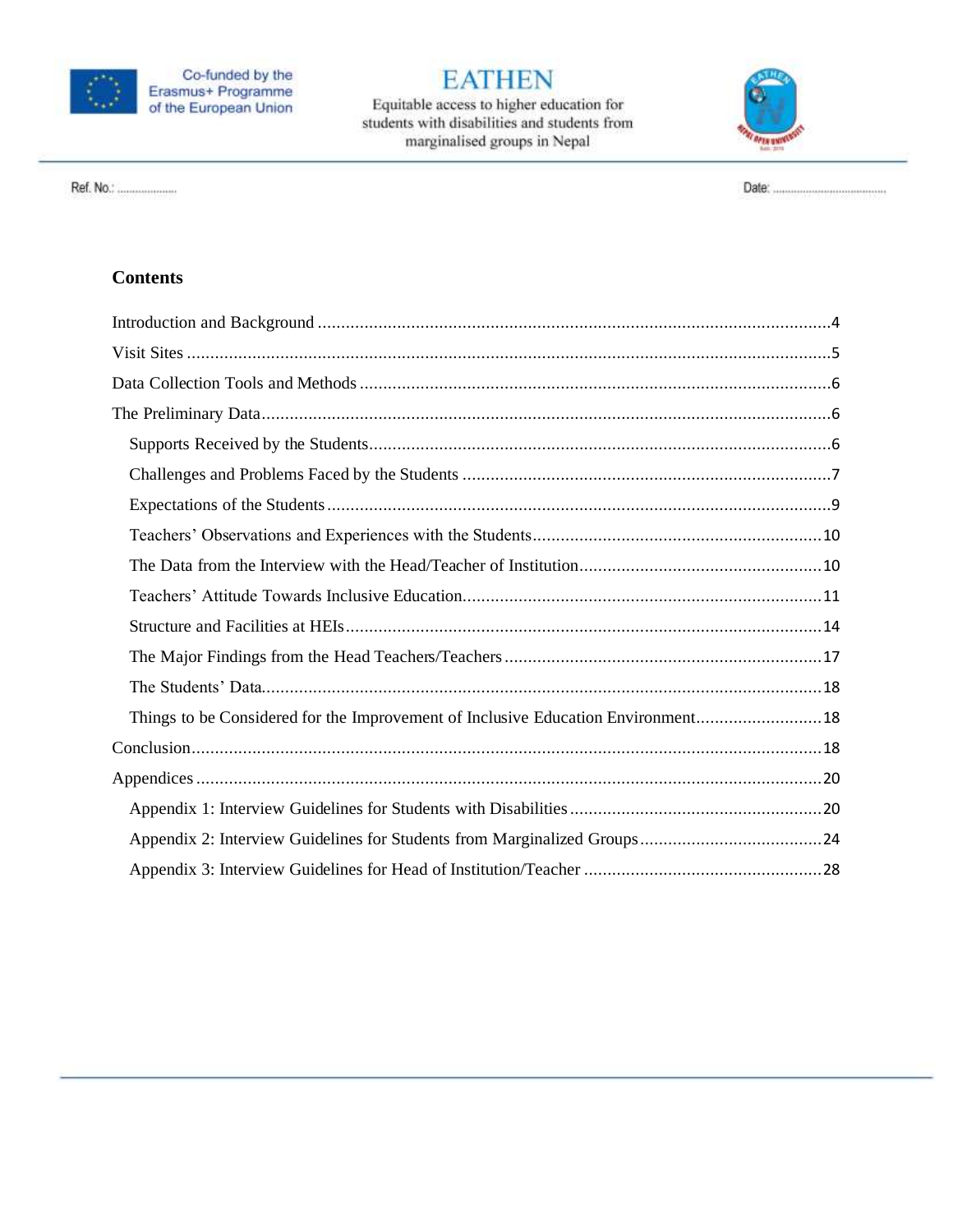## Contents

Introduction and Background ....................................................................................................4

Visit Sites ....................................................................................................................................5

Data Collection Tools and Methods ..........................................................................................6

The Preliminary Data..................................................................................................................6

- Supports Received by the Students...........................................................................................6
- Challenges and Problems Faced by the Students ......................................................................7
- Expectations of the Students .....................................................................................................9
- Teachers' Observations and Experiences with the Students.....................................................10
- The Data from the Interview with the Head/Teacher of Institution...........................................10
- Teachers' Attitude Towards Inclusive Education.......................................................................11
- Structure and Facilities at HEIs.................................................................................................14
- The Major Findings from the Head Teachers/Teachers ...........................................................17
- The Students' Data.....................................................................................................................18
- Things to be Considered for the Improvement of Inclusive Education Environment...............18

Conclusion...................................................................................................................................18

Appendices ..................................................................................................................................20

- Appendix 1: Interview Guidelines for Students with Disabilities ............................................20
- Appendix 2: Interview Guidelines for Students from Marginalized Groups .............................24
- Appendix 3: Interview Guidelines for Head of Institution/Teacher ..........................................28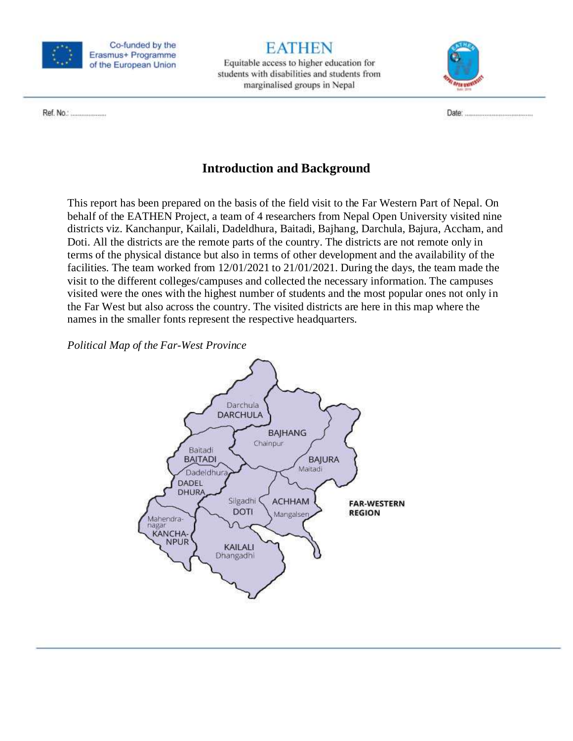## Introduction and Background

This report has been prepared on the basis of the field visit to the Far Western Part of Nepal. On behalf of the EATHEN Project, a team of 4 researchers from Nepal Open University visited nine districts viz. Kanchanpur, Kailali, Dadeldhura, Baitadi, Bajhang, Darchula, Bajura, Accham, and Doti. All the districts are the remote parts of the country. The districts are not remote only in terms of the physical distance but also in terms of other development and the availability of the facilities. The team worked from 12/01/2021 to 21/01/2021. During the days, the team made the visit to the different colleges/campuses and collected the necessary information. The campuses visited were the ones with the highest number of students and the most popular ones not only in the Far West but also across the country. The visited districts are here in this map where the names in the smaller fonts represent the respective headquarters.

*Political Map of the Far-West Province*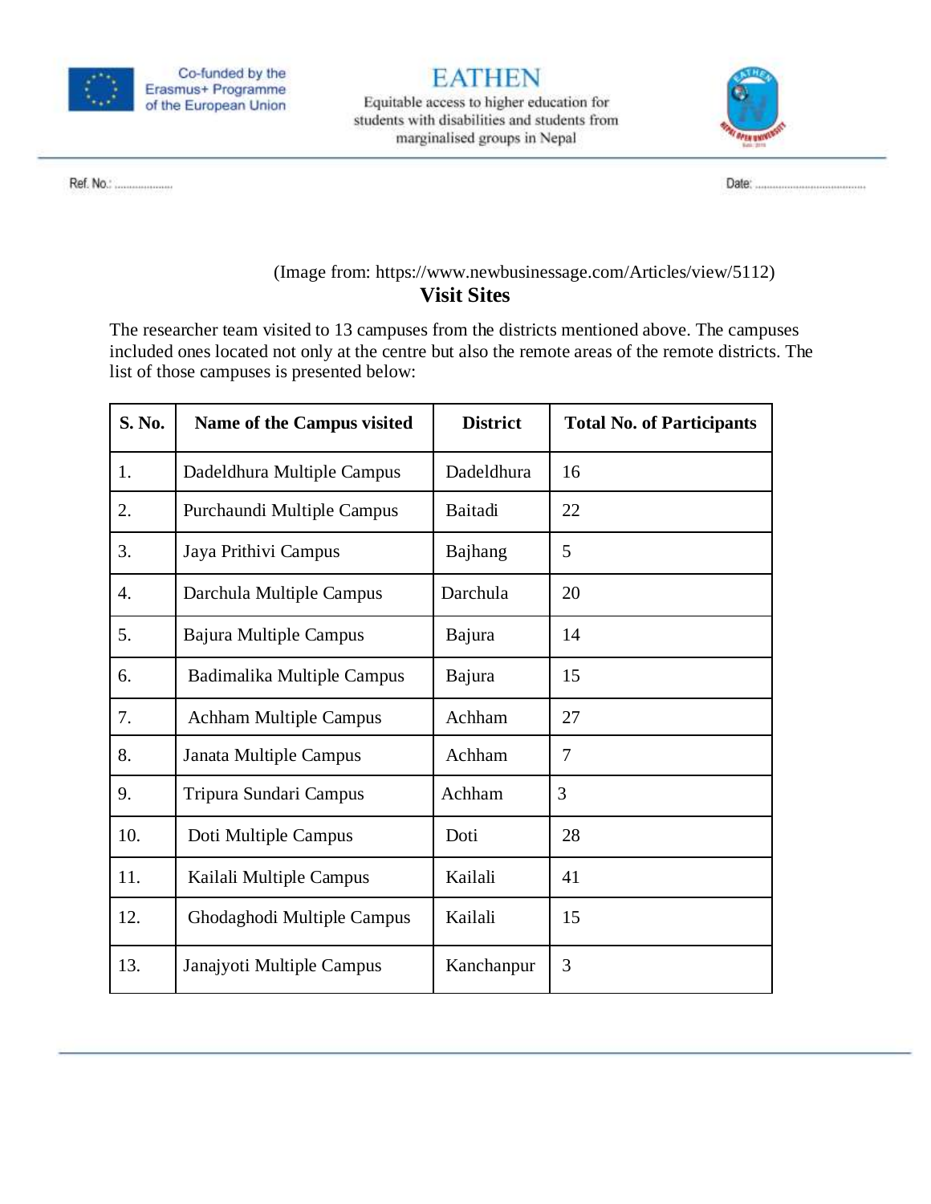(Image from: https://www.newbusinessage.com/Articles/view/5112)

## Visit Sites

The researcher team visited to 13 campuses from the districts mentioned above. The campuses included ones located not only at the centre but also the remote areas of the remote districts. The list of those campuses is presented below:

| S. No. | Name of the Campus visited | District | Total No. of Participants |
|---|---|---|---|
| 1. | Dadeldhura Multiple Campus | Dadeldhura | 16 |
| 2. | Purchaundi Multiple Campus | Baitadi | 22 |
| 3. | Jaya Prithivi Campus | Bajhang | 5 |
| 4. | Darchula Multiple Campus | Darchula | 20 |
| 5. | Bajura Multiple Campus | Bajura | 14 |
| 6. | Badimalika Multiple Campus | Bajura | 15 |
| 7. | Achham Multiple Campus | Achham | 27 |
| 8. | Janata Multiple Campus | Achham | 7 |
| 9. | Tripura Sundari Campus | Achham | 3 |
| 10. | Doti Multiple Campus | Doti | 28 |
| 11. | Kailali Multiple Campus | Kailali | 41 |
| 12. | Ghodaghodi Multiple Campus | Kailali | 15 |
| 13. | Janajyoti Multiple Campus | Kanchanpur | 3 |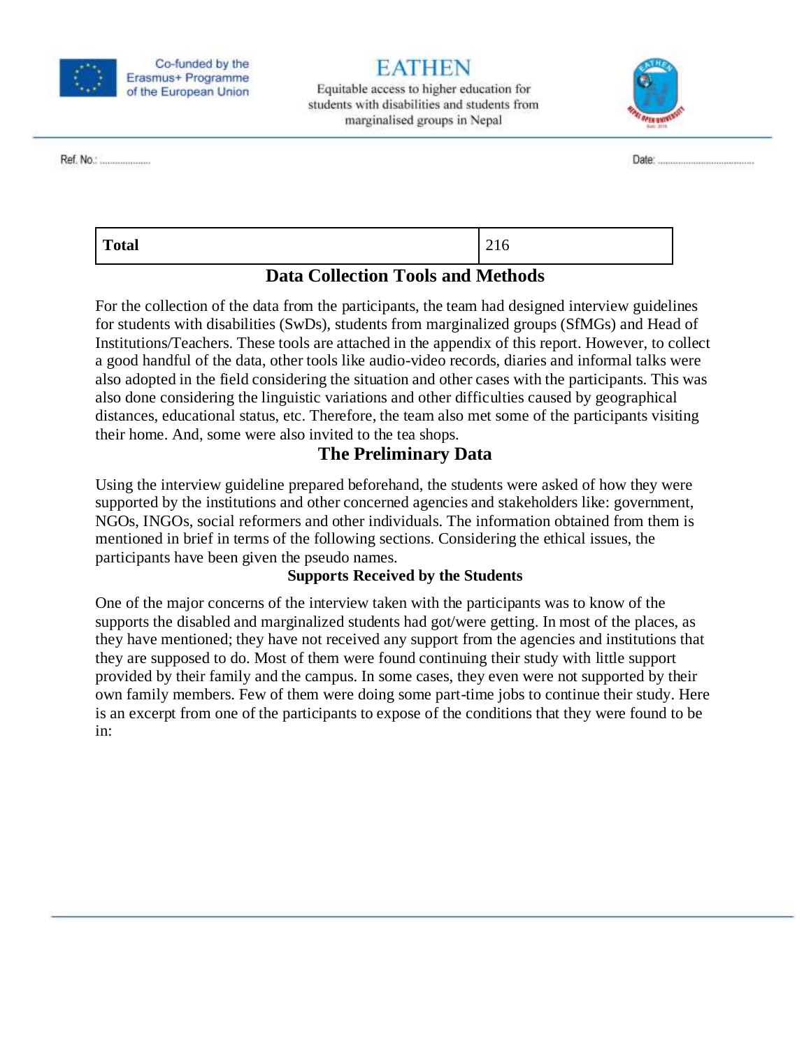| Total | 216 |
| --- | --- |

## Data Collection Tools and Methods

For the collection of the data from the participants, the team had designed interview guidelines for students with disabilities (SwDs), students from marginalized groups (SfMGs) and Head of Institutions/Teachers. These tools are attached in the appendix of this report. However, to collect a good handful of the data, other tools like audio-video records, diaries and informal talks were also adopted in the field considering the situation and other cases with the participants. This was also done considering the linguistic variations and other difficulties caused by geographical distances, educational status, etc. Therefore, the team also met some of the participants visiting their home. And, some were also invited to the tea shops.

## The Preliminary Data

Using the interview guideline prepared beforehand, the students were asked of how they were supported by the institutions and other concerned agencies and stakeholders like: government, NGOs, INGOs, social reformers and other individuals. The information obtained from them is mentioned in brief in terms of the following sections. Considering the ethical issues, the participants have been given the pseudo names.

### Supports Received by the Students

One of the major concerns of the interview taken with the participants was to know of the supports the disabled and marginalized students had got/were getting. In most of the places, as they have mentioned; they have not received any support from the agencies and institutions that they are supposed to do. Most of them were found continuing their study with little support provided by their family and the campus. In some cases, they even were not supported by their own family members. Few of them were doing some part-time jobs to continue their study. Here is an excerpt from one of the participants to expose of the conditions that they were found to be in: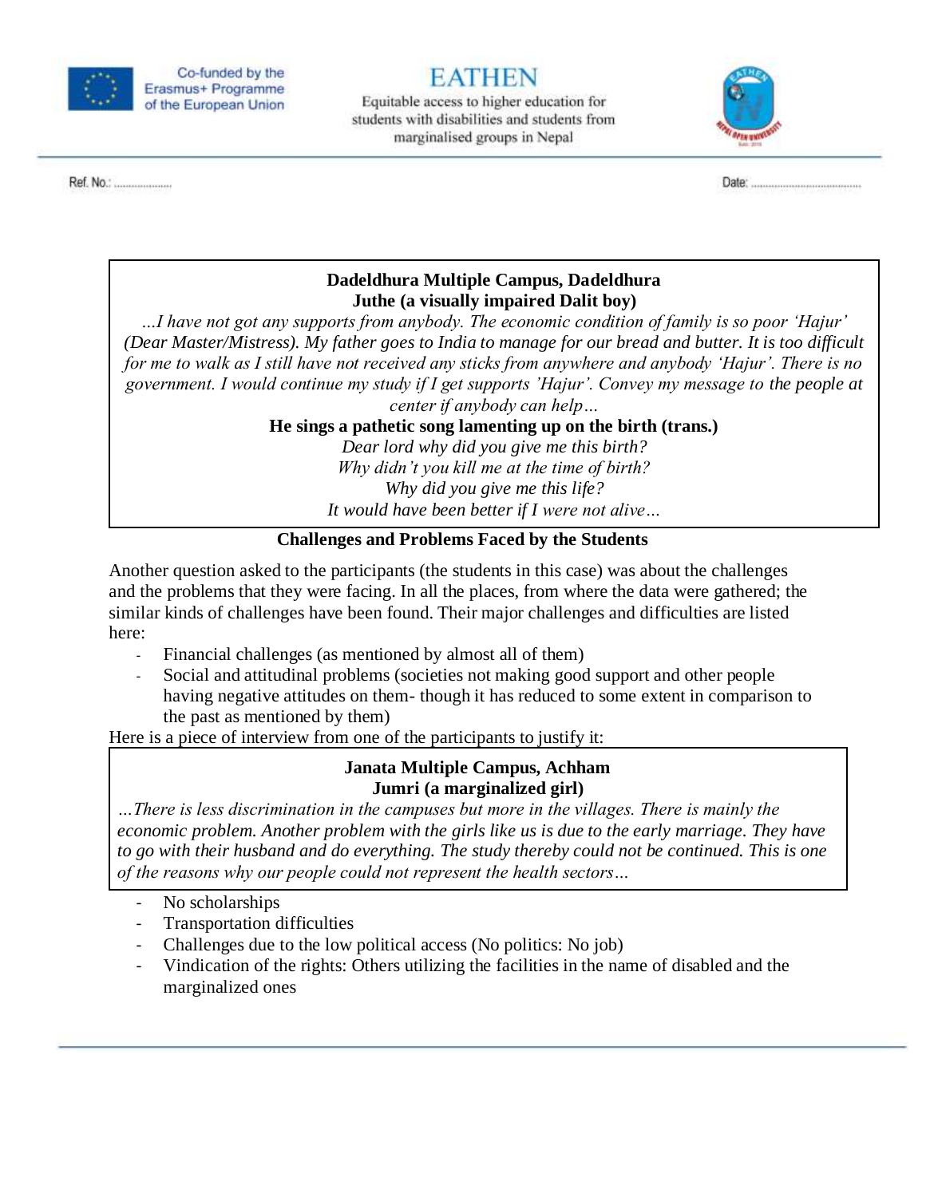**Dadeldhura Multiple Campus, Dadeldhura**
**Juthe (a visually impaired Dalit boy)**

*…I have not got any supports from anybody. The economic condition of family is so poor 'Hajur' (Dear Master/Mistress). My father goes to India to manage for our bread and butter. It is too difficult for me to walk as I still have not received any sticks from anywhere and anybody 'Hajur'. There is no government. I would continue my study if I get supports 'Hajur'. Convey my message to the people at center if anybody can help…*

**He sings a pathetic song lamenting up on the birth (trans.)**

*Dear lord why did you give me this birth?*
*Why didn't you kill me at the time of birth?*
*Why did you give me this life?*
*It would have been better if I were not alive…*

### Challenges and Problems Faced by the Students

Another question asked to the participants (the students in this case) was about the challenges and the problems that they were facing. In all the places, from where the data were gathered; the similar kinds of challenges have been found. Their major challenges and difficulties are listed here:

- Financial challenges (as mentioned by almost all of them)
- Social and attitudinal problems (societies not making good support and other people having negative attitudes on them- though it has reduced to some extent in comparison to the past as mentioned by them)

Here is a piece of interview from one of the participants to justify it:

**Janata Multiple Campus, Achham**
**Jumri (a marginalized girl)**

*…There is less discrimination in the campuses but more in the villages. There is mainly the economic problem. Another problem with the girls like us is due to the early marriage. They have to go with their husband and do everything. The study thereby could not be continued. This is one of the reasons why our people could not represent the health sectors…*

- No scholarships
- Transportation difficulties
- Challenges due to the low political access (No politics: No job)
- Vindication of the rights: Others utilizing the facilities in the name of disabled and the marginalized ones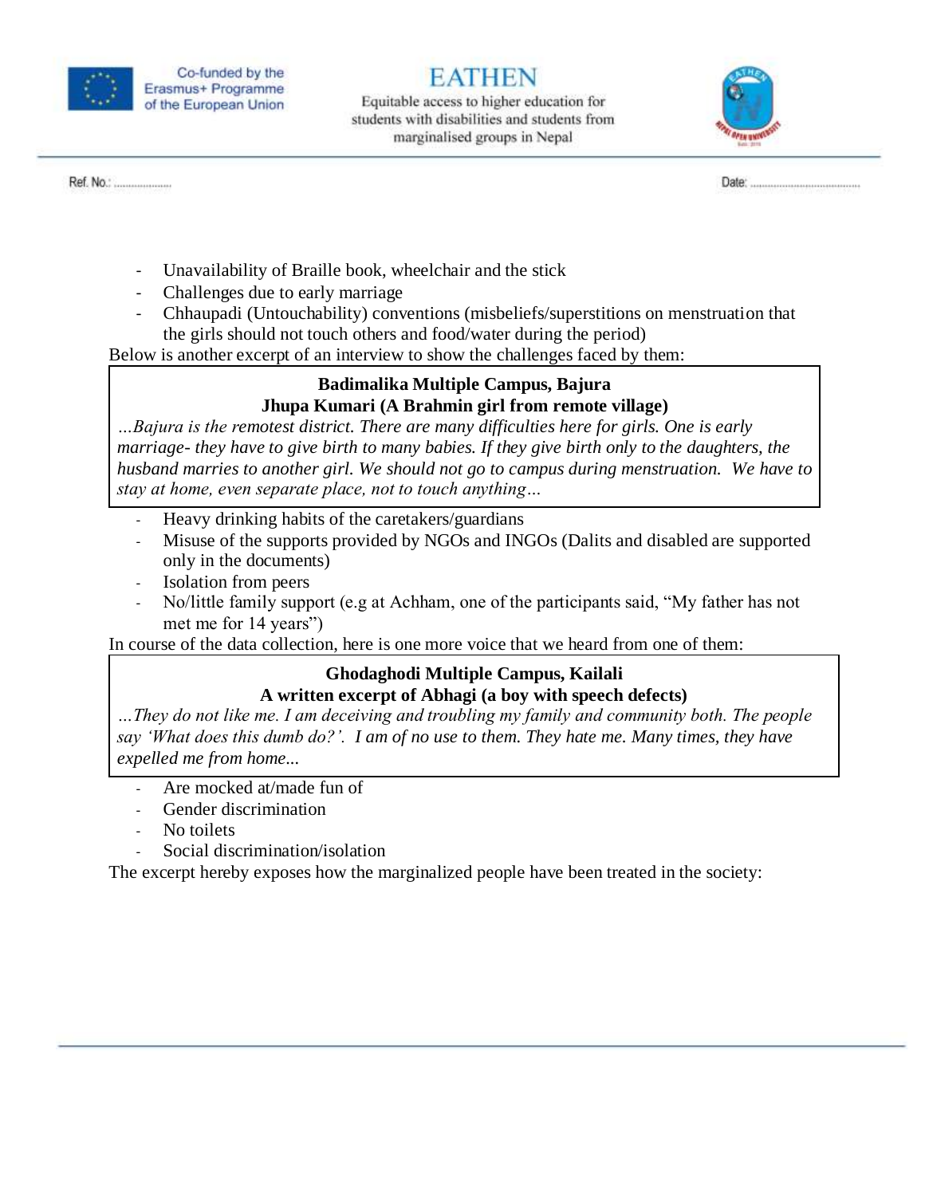- Unavailability of Braille book, wheelchair and the stick
- Challenges due to early marriage
- Chhaupadi (Untouchability) conventions (misbeliefs/superstitions on menstruation that the girls should not touch others and food/water during the period)

Below is another excerpt of an interview to show the challenges faced by them:

> **Badimalika Multiple Campus, Bajura**
> **Jhupa Kumari (A Brahmin girl from remote village)**
> *…Bajura is the remotest district. There are many difficulties here for girls. One is early marriage- they have to give birth to many babies. If they give birth only to the daughters, the husband marries to another girl. We should not go to campus during menstruation. We have to stay at home, even separate place, not to touch anything…*

- Heavy drinking habits of the caretakers/guardians
- Misuse of the supports provided by NGOs and INGOs (Dalits and disabled are supported only in the documents)
- Isolation from peers
- No/little family support (e.g at Achham, one of the participants said, "My father has not met me for 14 years")

In course of the data collection, here is one more voice that we heard from one of them:

> **Ghodaghodi Multiple Campus, Kailali**
> **A written excerpt of Abhagi (a boy with speech defects)**
> *…They do not like me. I am deceiving and troubling my family and community both. The people say 'What does this dumb do?'. I am of no use to them. They hate me. Many times, they have expelled me from home...*

- Are mocked at/made fun of
- Gender discrimination
- No toilets
- Social discrimination/isolation

The excerpt hereby exposes how the marginalized people have been treated in the society: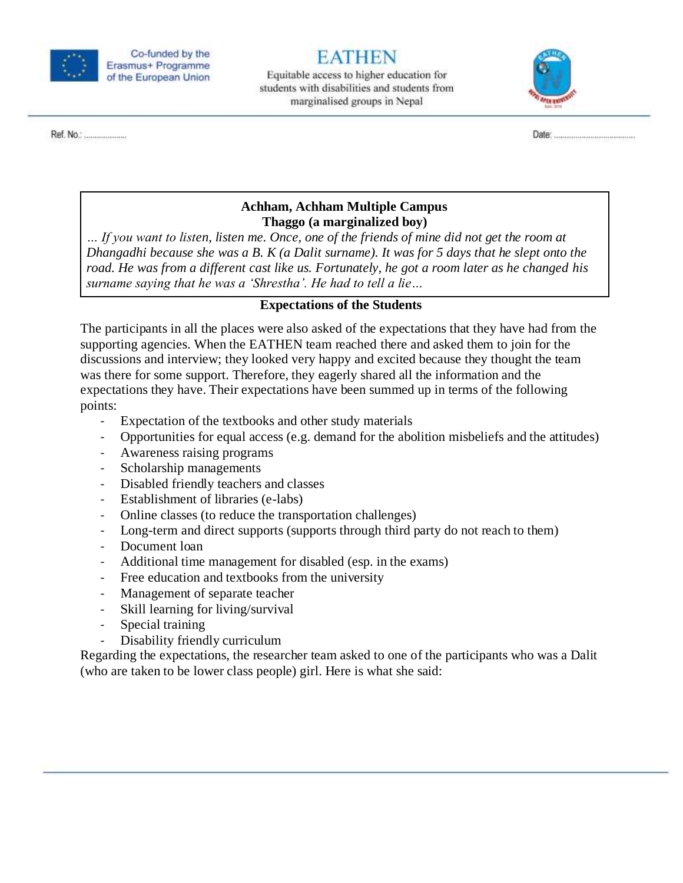> **Achham, Achham Multiple Campus**
> **Thaggo (a marginalized boy)**
> *… If you want to listen, listen me. Once, one of the friends of mine did not get the room at Dhangadhi because she was a B. K (a Dalit surname). It was for 5 days that he slept onto the road. He was from a different cast like us. Fortunately, he got a room later as he changed his surname saying that he was a 'Shrestha'. He had to tell a lie…*

### Expectations of the Students

The participants in all the places were also asked of the expectations that they have had from the supporting agencies. When the EATHEN team reached there and asked them to join for the discussions and interview; they looked very happy and excited because they thought the team was there for some support. Therefore, they eagerly shared all the information and the expectations they have. Their expectations have been summed up in terms of the following points:

- Expectation of the textbooks and other study materials
- Opportunities for equal access (e.g. demand for the abolition misbeliefs and the attitudes)
- Awareness raising programs
- Scholarship managements
- Disabled friendly teachers and classes
- Establishment of libraries (e-labs)
- Online classes (to reduce the transportation challenges)
- Long-term and direct supports (supports through third party do not reach to them)
- Document loan
- Additional time management for disabled (esp. in the exams)
- Free education and textbooks from the university
- Management of separate teacher
- Skill learning for living/survival
- Special training
- Disability friendly curriculum

Regarding the expectations, the researcher team asked to one of the participants who was a Dalit (who are taken to be lower class people) girl. Here is what she said: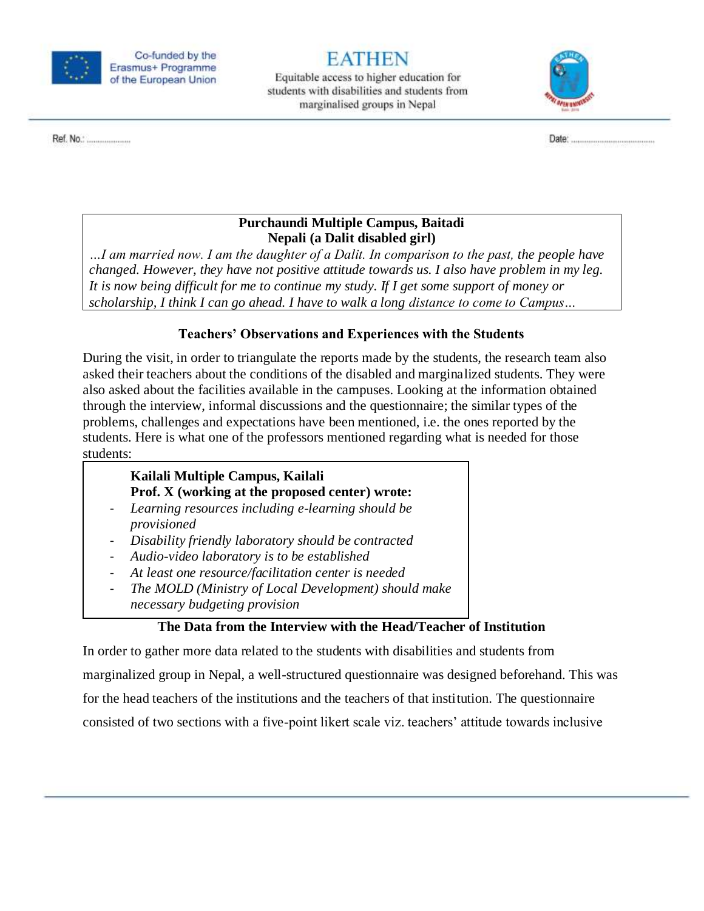**Purchaundi Multiple Campus, Baitadi**
**Nepali (a Dalit disabled girl)**

*…I am married now. I am the daughter of a Dalit. In comparison to the past, the people have changed. However, they have not positive attitude towards us. I also have problem in my leg. It is now being difficult for me to continue my study. If I get some support of money or scholarship, I think I can go ahead. I have to walk a long distance to come to Campus…*

### Teachers' Observations and Experiences with the Students

During the visit, in order to triangulate the reports made by the students, the research team also asked their teachers about the conditions of the disabled and marginalized students. They were also asked about the facilities available in the campuses. Looking at the information obtained through the interview, informal discussions and the questionnaire; the similar types of the problems, challenges and expectations have been mentioned, i.e. the ones reported by the students. Here is what one of the professors mentioned regarding what is needed for those students:

**Kailali Multiple Campus, Kailali**
**Prof. X (working at the proposed center) wrote:**

- *Learning resources including e-learning should be provisioned*
- *Disability friendly laboratory should be contracted*
- *Audio-video laboratory is to be established*
- *At least one resource/facilitation center is needed*
- *The MOLD (Ministry of Local Development) should make necessary budgeting provision*

### The Data from the Interview with the Head/Teacher of Institution

In order to gather more data related to the students with disabilities and students from marginalized group in Nepal, a well-structured questionnaire was designed beforehand. This was for the head teachers of the institutions and the teachers of that institution. The questionnaire consisted of two sections with a five-point likert scale viz. teachers' attitude towards inclusive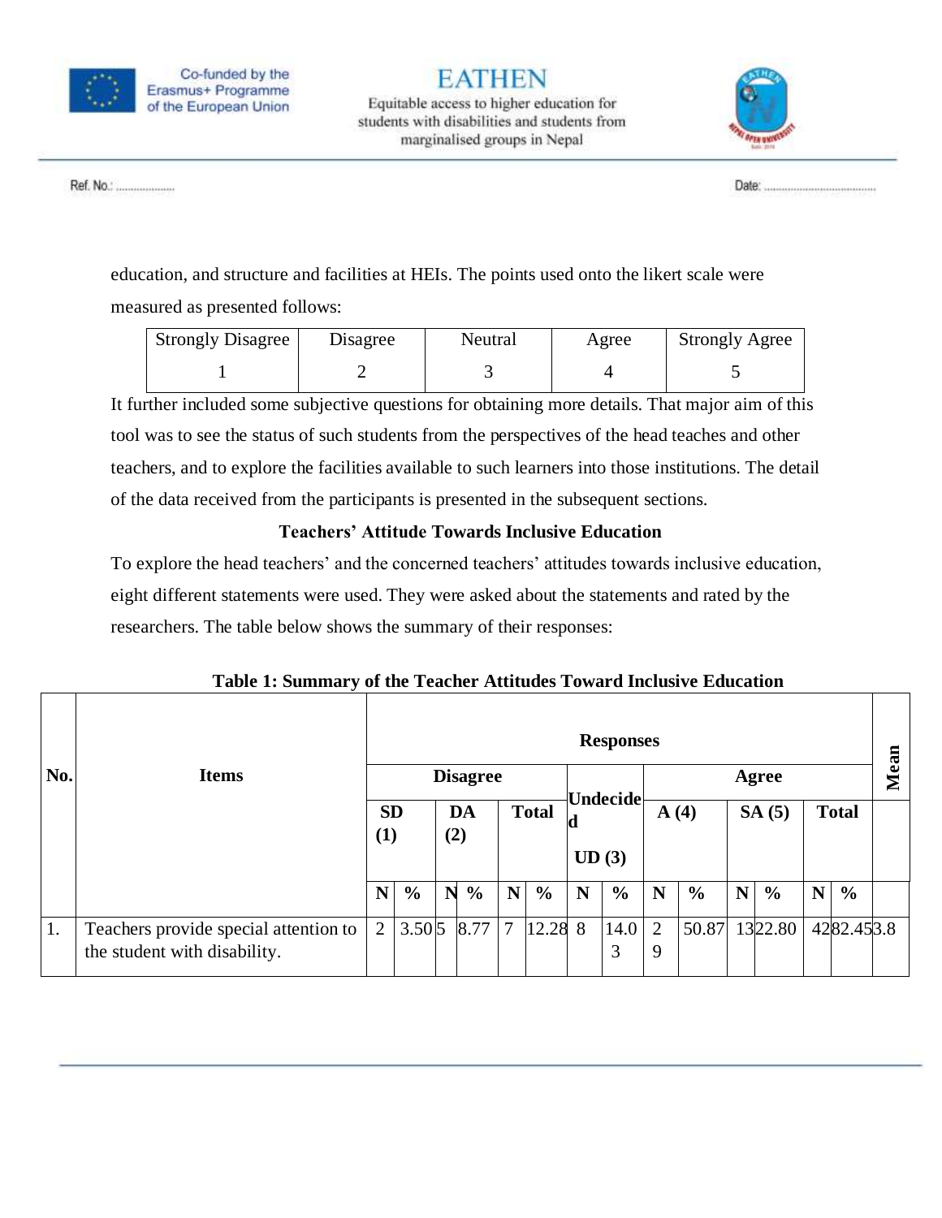education, and structure and facilities at HEIs. The points used onto the likert scale were measured as presented follows:

| Strongly Disagree | Disagree | Neutral | Agree | Strongly Agree |
|---|---|---|---|---|
| 1 | 2 | 3 | 4 | 5 |

It further included some subjective questions for obtaining more details. That major aim of this tool was to see the status of such students from the perspectives of the head teaches and other teachers, and to explore the facilities available to such learners into those institutions. The detail of the data received from the participants is presented in the subsequent sections.

### Teachers' Attitude Towards Inclusive Education

To explore the head teachers' and the concerned teachers' attitudes towards inclusive education, eight different statements were used. They were asked about the statements and rated by the researchers. The table below shows the summary of their responses:

**Table 1: Summary of the Teacher Attitudes Toward Inclusive Education**

| No. | Items | Responses | | | | | | | | | | | | | | Mean |
|---|---|---|---|---|---|---|---|---|---|---|---|---|---|---|---|---|
| | | Disagree | | | | | | Undecided UD (3) | | Agree | | | | | | |
| | | SD (1) | | DA (2) | | Total | | | | A (4) | | SA (5) | | Total | | |
| | | N | % | N | % | N | % | N | % | N | % | N | % | N | % | |
| 1. | Teachers provide special attention to the student with disability. | 2 | 3.50 | 5 | 8.77 | 7 | 12.28 | 8 | 14.03 | 29 | 50.87 | 13 | 22.80 | 42 | 82.45 | 3.8 |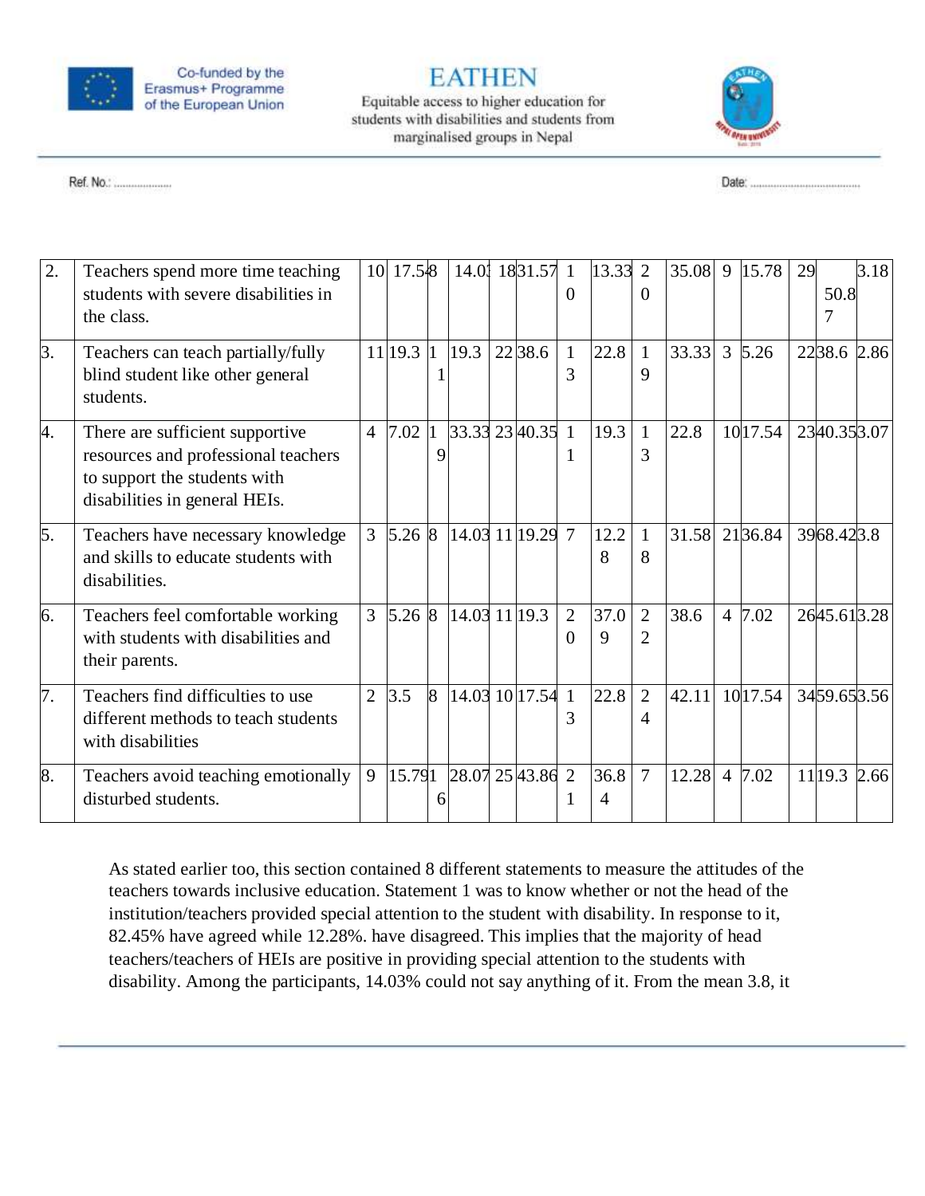| 2. | Teachers spend more time teaching students with severe disabilities in the class. | 10 | 17.54 | 8 | 14.03 | 18 | 31.57 | 10 | 13.33 | 20 | 35.08 | 9 | 15.78 | 29 | 50.87 | 3.18 |
|---|---|---|---|---|---|---|---|---|---|---|---|---|---|---|---|---|
| 3. | Teachers can teach partially/fully blind student like other general students. | 11 | 19.3 | 11 | 19.3 | 22 | 38.6 | 13 | 22.8 | 19 | 33.33 | 3 | 5.26 | 22 | 38.6 | 2.86 |
| 4. | There are sufficient supportive resources and professional teachers to support the students with disabilities in general HEIs. | 4 | 7.02 | 19 | 33.33 | 23 | 40.35 | 11 | 19.3 | 13 | 22.8 | 10 | 17.54 | 23 | 40.35 | 3.07 |
| 5. | Teachers have necessary knowledge and skills to educate students with disabilities. | 3 | 5.26 | 8 | 14.03 | 11 | 19.29 | 7 | 12.28 | 18 | 31.58 | 21 | 36.84 | 39 | 68.42 | 3.8 |
| 6. | Teachers feel comfortable working with students with disabilities and their parents. | 3 | 5.26 | 8 | 14.03 | 11 | 19.3 | 20 | 37.09 | 22 | 38.6 | 4 | 7.02 | 26 | 45.61 | 3.28 |
| 7. | Teachers find difficulties to use different methods to teach students with disabilities | 2 | 3.5 | 8 | 14.03 | 10 | 17.54 | 13 | 22.8 | 24 | 42.11 | 10 | 17.54 | 34 | 59.65 | 3.56 |
| 8. | Teachers avoid teaching emotionally disturbed students. | 9 | 15.79 | 16 | 28.07 | 25 | 43.86 | 21 | 36.84 | 7 | 12.28 | 4 | 7.02 | 11 | 19.3 | 2.66 |

As stated earlier too, this section contained 8 different statements to measure the attitudes of the teachers towards inclusive education. Statement 1 was to know whether or not the head of the institution/teachers provided special attention to the student with disability. In response to it, 82.45% have agreed while 12.28%. have disagreed. This implies that the majority of head teachers/teachers of HEIs are positive in providing special attention to the students with disability. Among the participants, 14.03% could not say anything of it. From the mean 3.8, it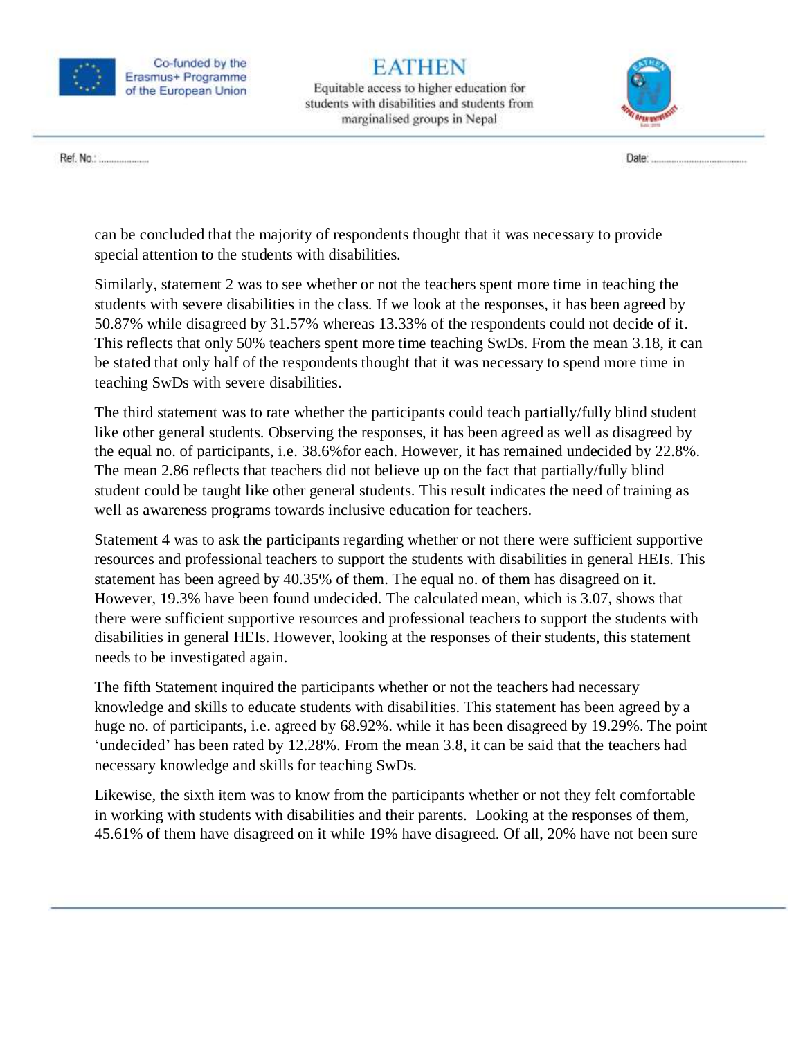can be concluded that the majority of respondents thought that it was necessary to provide special attention to the students with disabilities.

Similarly, statement 2 was to see whether or not the teachers spent more time in teaching the students with severe disabilities in the class. If we look at the responses, it has been agreed by 50.87% while disagreed by 31.57% whereas 13.33% of the respondents could not decide of it. This reflects that only 50% teachers spent more time teaching SwDs. From the mean 3.18, it can be stated that only half of the respondents thought that it was necessary to spend more time in teaching SwDs with severe disabilities.

The third statement was to rate whether the participants could teach partially/fully blind student like other general students. Observing the responses, it has been agreed as well as disagreed by the equal no. of participants, i.e. 38.6%for each. However, it has remained undecided by 22.8%. The mean 2.86 reflects that teachers did not believe up on the fact that partially/fully blind student could be taught like other general students. This result indicates the need of training as well as awareness programs towards inclusive education for teachers.

Statement 4 was to ask the participants regarding whether or not there were sufficient supportive resources and professional teachers to support the students with disabilities in general HEIs. This statement has been agreed by 40.35% of them. The equal no. of them has disagreed on it. However, 19.3% have been found undecided. The calculated mean, which is 3.07, shows that there were sufficient supportive resources and professional teachers to support the students with disabilities in general HEIs. However, looking at the responses of their students, this statement needs to be investigated again.

The fifth Statement inquired the participants whether or not the teachers had necessary knowledge and skills to educate students with disabilities. This statement has been agreed by a huge no. of participants, i.e. agreed by 68.92%. while it has been disagreed by 19.29%. The point 'undecided' has been rated by 12.28%. From the mean 3.8, it can be said that the teachers had necessary knowledge and skills for teaching SwDs.

Likewise, the sixth item was to know from the participants whether or not they felt comfortable in working with students with disabilities and their parents. Looking at the responses of them, 45.61% of them have disagreed on it while 19% have disagreed. Of all, 20% have not been sure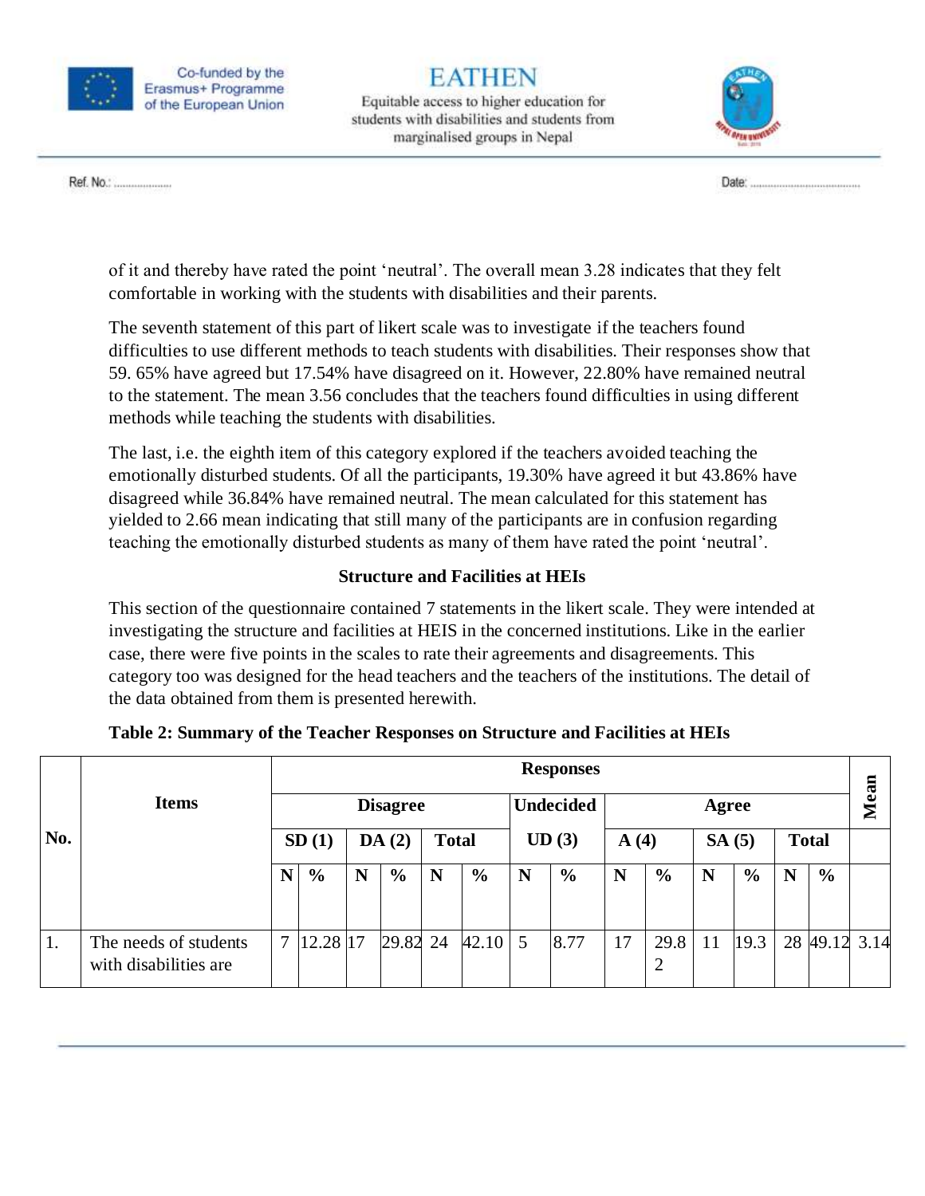of it and thereby have rated the point 'neutral'. The overall mean 3.28 indicates that they felt comfortable in working with the students with disabilities and their parents.

The seventh statement of this part of likert scale was to investigate if the teachers found difficulties to use different methods to teach students with disabilities. Their responses show that 59. 65% have agreed but 17.54% have disagreed on it. However, 22.80% have remained neutral to the statement. The mean 3.56 concludes that the teachers found difficulties in using different methods while teaching the students with disabilities.

The last, i.e. the eighth item of this category explored if the teachers avoided teaching the emotionally disturbed students. Of all the participants, 19.30% have agreed it but 43.86% have disagreed while 36.84% have remained neutral. The mean calculated for this statement has yielded to 2.66 mean indicating that still many of the participants are in confusion regarding teaching the emotionally disturbed students as many of them have rated the point 'neutral'.

### Structure and Facilities at HEIs

This section of the questionnaire contained 7 statements in the likert scale. They were intended at investigating the structure and facilities at HEIS in the concerned institutions. Like in the earlier case, there were five points in the scales to rate their agreements and disagreements. This category too was designed for the head teachers and the teachers of the institutions. The detail of the data obtained from them is presented herewith.

**Table 2: Summary of the Teacher Responses on Structure and Facilities at HEIs**

| No. | Items | Responses | | | | | | | | | | | | | | Mean |
|---|---|---|---|---|---|---|---|---|---|---|---|---|---|---|---|---|
| | | Disagree | | | | | | Undecided | | Agree | | | | | | |
| | | SD (1) | | DA (2) | | Total | | UD (3) | | A (4) | | SA (5) | | Total | | |
| | | N | % | N | % | N | % | N | % | N | % | N | % | N | % | |
| 1. | The needs of students with disabilities are | 7 | 12.28 | 17 | 29.82 | 24 | 42.10 | 5 | 8.77 | 17 | 29.82 | 11 | 19.3 | 28 | 49.12 | 3.14 |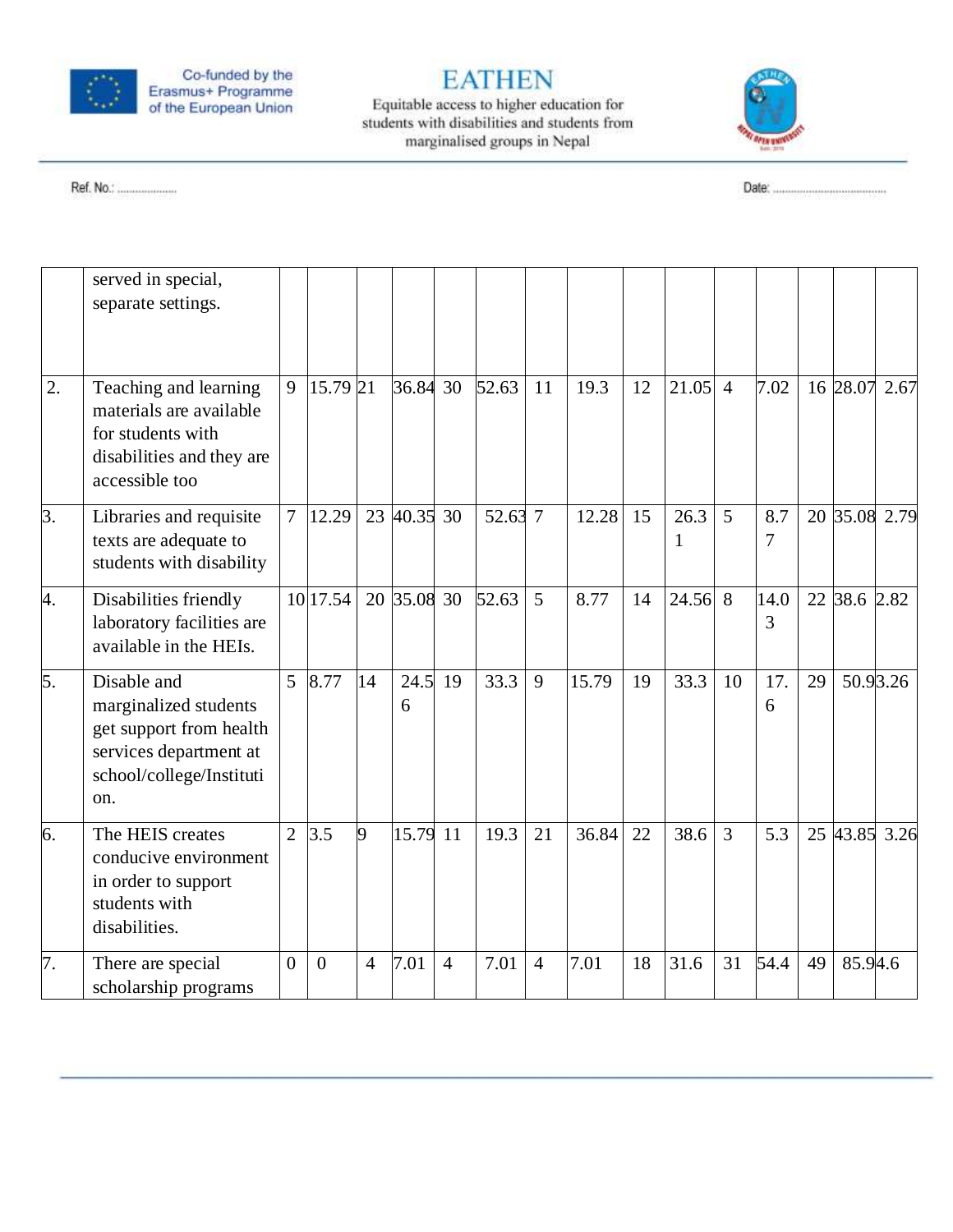|  | served in special, separate settings. |  |  |  |  |  |  |  |  |  |  |  |  |  |  |  |
|---|---|---|---|---|---|---|---|---|---|---|---|---|---|---|---|---|
| 2. | Teaching and learning materials are available for students with disabilities and they are accessible too | 9 | 15.79 | 21 | 36.84 | 30 | 52.63 | 11 | 19.3 | 12 | 21.05 | 4 | 7.02 | 16 | 28.07 | 2.67 |
| 3. | Libraries and requisite texts are adequate to students with disability | 7 | 12.29 | 23 | 40.35 | 30 | 52.63 | 7 | 12.28 | 15 | 26.31 | 5 | 8.77 | 20 | 35.08 | 2.79 |
| 4. | Disabilities friendly laboratory facilities are available in the HEIs. | 10 | 17.54 | 20 | 35.08 | 30 | 52.63 | 5 | 8.77 | 14 | 24.56 | 8 | 14.03 | 22 | 38.6 | 2.82 |
| 5. | Disable and marginalized students get support from health services department at school/college/Institution. | 5 | 8.77 | 14 | 24.56 | 19 | 33.3 | 9 | 15.79 | 19 | 33.3 | 10 | 17.6 | 29 | 50.9 | 3.26 |
| 6. | The HEIS creates conducive environment in order to support students with disabilities. | 2 | 3.5 | 9 | 15.79 | 11 | 19.3 | 21 | 36.84 | 22 | 38.6 | 3 | 5.3 | 25 | 43.85 | 3.26 |
| 7. | There are special scholarship programs | 0 | 0 | 4 | 7.01 | 4 | 7.01 | 4 | 7.01 | 18 | 31.6 | 31 | 54.4 | 49 | 85.9 | 4.6 |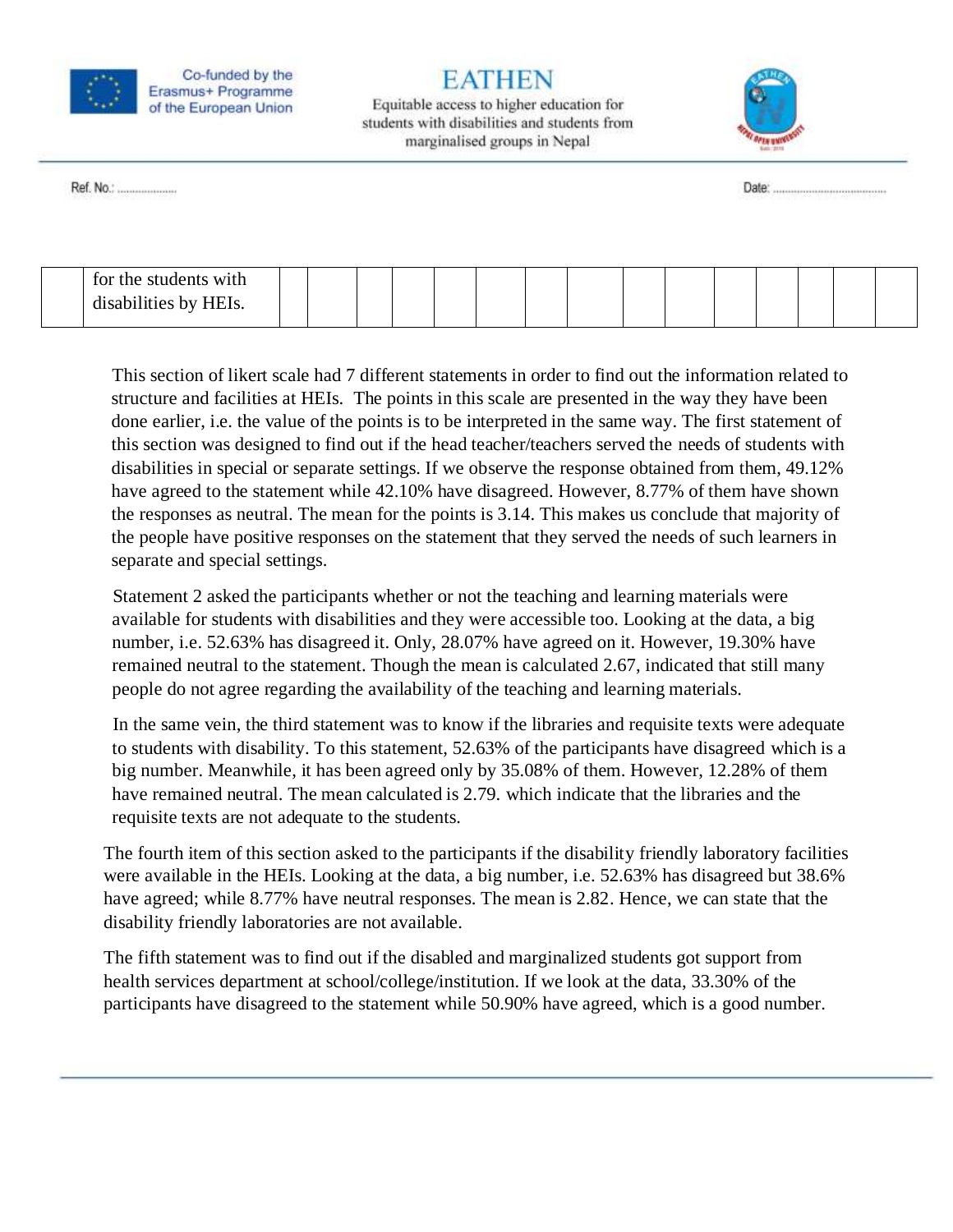|  | for the students with disabilities by HEIs. |  |  |  |  |  |  |  |  |  |  |  |  |  |  |
|---|---|---|---|---|---|---|---|---|---|---|---|---|---|---|---|

This section of likert scale had 7 different statements in order to find out the information related to structure and facilities at HEIs. The points in this scale are presented in the way they have been done earlier, i.e. the value of the points is to be interpreted in the same way. The first statement of this section was designed to find out if the head teacher/teachers served the needs of students with disabilities in special or separate settings. If we observe the response obtained from them, 49.12% have agreed to the statement while 42.10% have disagreed. However, 8.77% of them have shown the responses as neutral. The mean for the points is 3.14. This makes us conclude that majority of the people have positive responses on the statement that they served the needs of such learners in separate and special settings.

Statement 2 asked the participants whether or not the teaching and learning materials were available for students with disabilities and they were accessible too. Looking at the data, a big number, i.e. 52.63% has disagreed it. Only, 28.07% have agreed on it. However, 19.30% have remained neutral to the statement. Though the mean is calculated 2.67, indicated that still many people do not agree regarding the availability of the teaching and learning materials.

In the same vein, the third statement was to know if the libraries and requisite texts were adequate to students with disability. To this statement, 52.63% of the participants have disagreed which is a big number. Meanwhile, it has been agreed only by 35.08% of them. However, 12.28% of them have remained neutral. The mean calculated is 2.79. which indicate that the libraries and the requisite texts are not adequate to the students.

The fourth item of this section asked to the participants if the disability friendly laboratory facilities were available in the HEIs. Looking at the data, a big number, i.e. 52.63% has disagreed but 38.6% have agreed; while 8.77% have neutral responses. The mean is 2.82. Hence, we can state that the disability friendly laboratories are not available.

The fifth statement was to find out if the disabled and marginalized students got support from health services department at school/college/institution. If we look at the data, 33.30% of the participants have disagreed to the statement while 50.90% have agreed, which is a good number.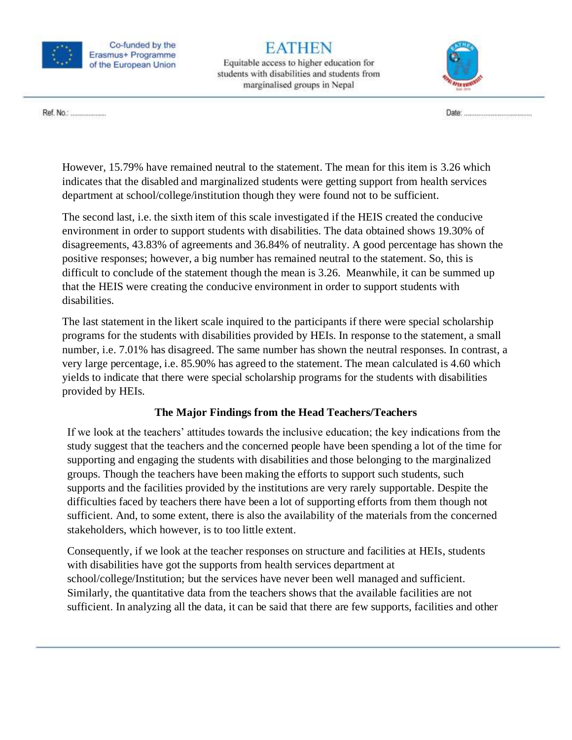However, 15.79% have remained neutral to the statement. The mean for this item is 3.26 which indicates that the disabled and marginalized students were getting support from health services department at school/college/institution though they were found not to be sufficient.

The second last, i.e. the sixth item of this scale investigated if the HEIS created the conducive environment in order to support students with disabilities. The data obtained shows 19.30% of disagreements, 43.83% of agreements and 36.84% of neutrality. A good percentage has shown the positive responses; however, a big number has remained neutral to the statement. So, this is difficult to conclude of the statement though the mean is 3.26. Meanwhile, it can be summed up that the HEIS were creating the conducive environment in order to support students with disabilities.

The last statement in the likert scale inquired to the participants if there were special scholarship programs for the students with disabilities provided by HEIs. In response to the statement, a small number, i.e. 7.01% has disagreed. The same number has shown the neutral responses. In contrast, a very large percentage, i.e. 85.90% has agreed to the statement. The mean calculated is 4.60 which yields to indicate that there were special scholarship programs for the students with disabilities provided by HEIs.

## The Major Findings from the Head Teachers/Teachers

If we look at the teachers' attitudes towards the inclusive education; the key indications from the study suggest that the teachers and the concerned people have been spending a lot of the time for supporting and engaging the students with disabilities and those belonging to the marginalized groups. Though the teachers have been making the efforts to support such students, such supports and the facilities provided by the institutions are very rarely supportable. Despite the difficulties faced by teachers there have been a lot of supporting efforts from them though not sufficient. And, to some extent, there is also the availability of the materials from the concerned stakeholders, which however, is to too little extent.

Consequently, if we look at the teacher responses on structure and facilities at HEIs, students with disabilities have got the supports from health services department at school/college/Institution; but the services have never been well managed and sufficient. Similarly, the quantitative data from the teachers shows that the available facilities are not sufficient. In analyzing all the data, it can be said that there are few supports, facilities and other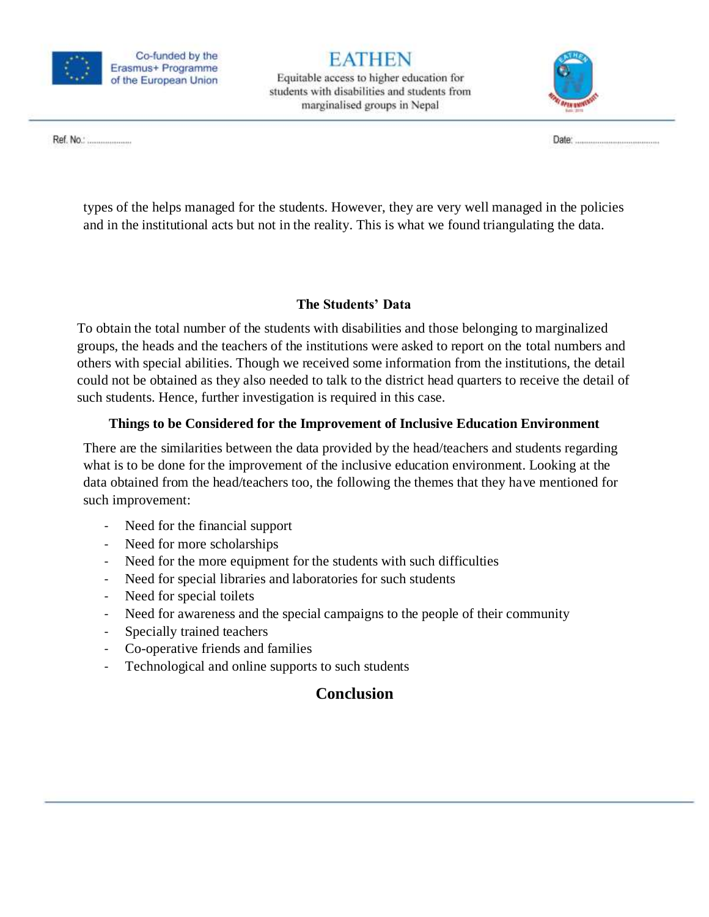types of the helps managed for the students. However, they are very well managed in the policies and in the institutional acts but not in the reality. This is what we found triangulating the data.

### The Students' Data

To obtain the total number of the students with disabilities and those belonging to marginalized groups, the heads and the teachers of the institutions were asked to report on the total numbers and others with special abilities. Though we received some information from the institutions, the detail could not be obtained as they also needed to talk to the district head quarters to receive the detail of such students. Hence, further investigation is required in this case.

### Things to be Considered for the Improvement of Inclusive Education Environment

There are the similarities between the data provided by the head/teachers and students regarding what is to be done for the improvement of the inclusive education environment. Looking at the data obtained from the head/teachers too, the following the themes that they have mentioned for such improvement:

- Need for the financial support
- Need for more scholarships
- Need for the more equipment for the students with such difficulties
- Need for special libraries and laboratories for such students
- Need for special toilets
- Need for awareness and the special campaigns to the people of their community
- Specially trained teachers
- Co-operative friends and families
- Technological and online supports to such students

## Conclusion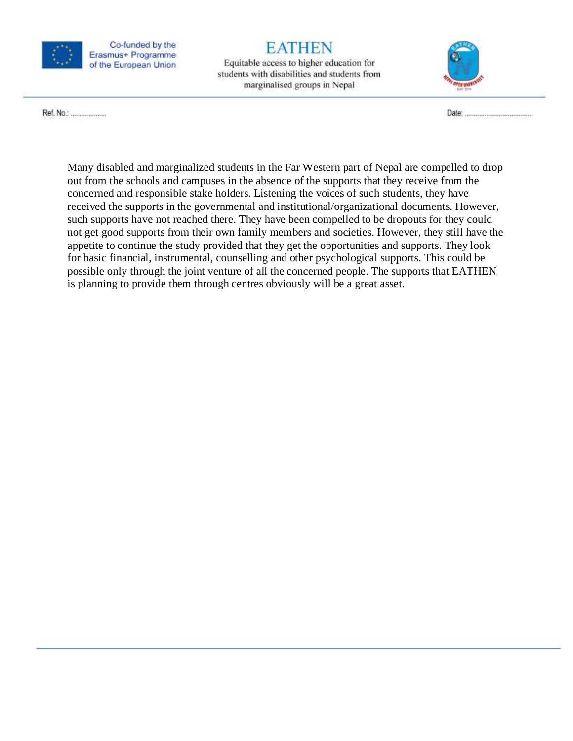Many disabled and marginalized students in the Far Western part of Nepal are compelled to drop out from the schools and campuses in the absence of the supports that they receive from the concerned and responsible stake holders. Listening the voices of such students, they have received the supports in the governmental and institutional/organizational documents. However, such supports have not reached there. They have been compelled to be dropouts for they could not get good supports from their own family members and societies. However, they still have the appetite to continue the study provided that they get the opportunities and supports. They look for basic financial, instrumental, counselling and other psychological supports. This could be possible only through the joint venture of all the concerned people. The supports that EATHEN is planning to provide them through centres obviously will be a great asset.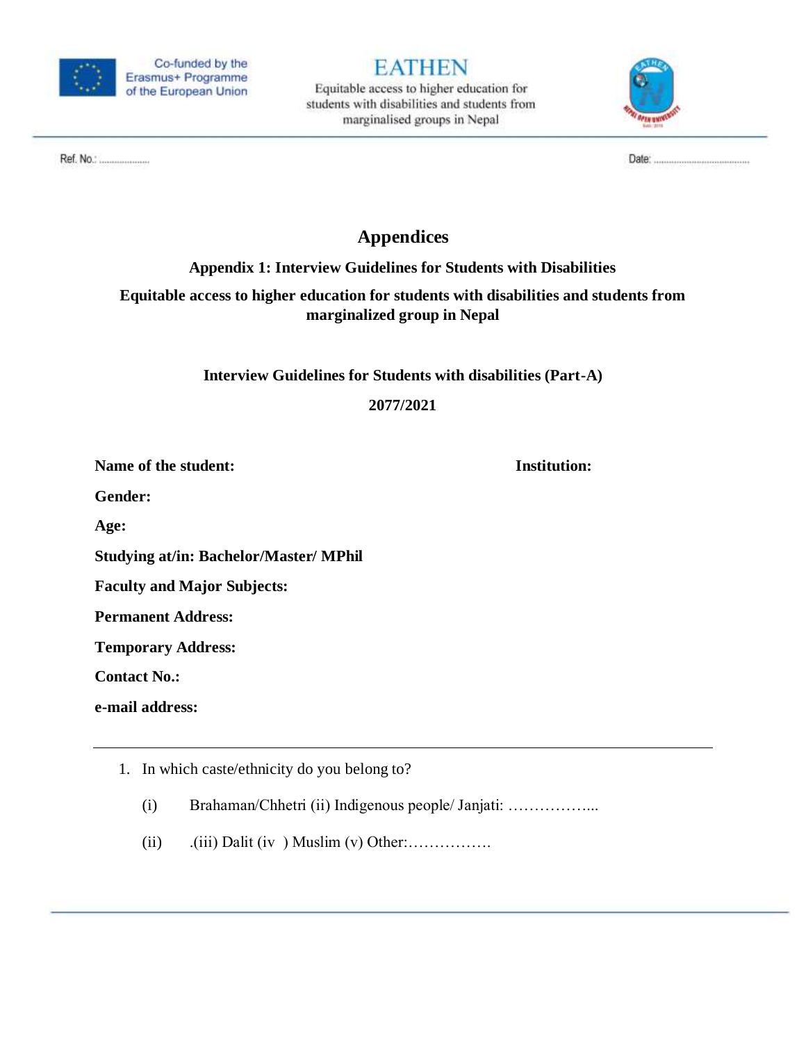Ref. No.: ..................

Date: .....................................

# Appendices

## Appendix 1: Interview Guidelines for Students with Disabilities

### Equitable access to higher education for students with disabilities and students from marginalized group in Nepal

**Interview Guidelines for Students with disabilities (Part-A)**

**2077/2021**

**Name of the student:** **Institution:**

**Gender:**

**Age:**

**Studying at/in: Bachelor/Master/ MPhil**

**Faculty and Major Subjects:**

**Permanent Address:**

**Temporary Address:**

**Contact No.:**

**e-mail address:**

---

1. In which caste/ethnicity do you belong to?

   (i) Brahaman/Chhetri (ii) Indigenous people/ Janjati: ……………...

   (ii) .(iii) Dalit (iv ) Muslim (v) Other:…………….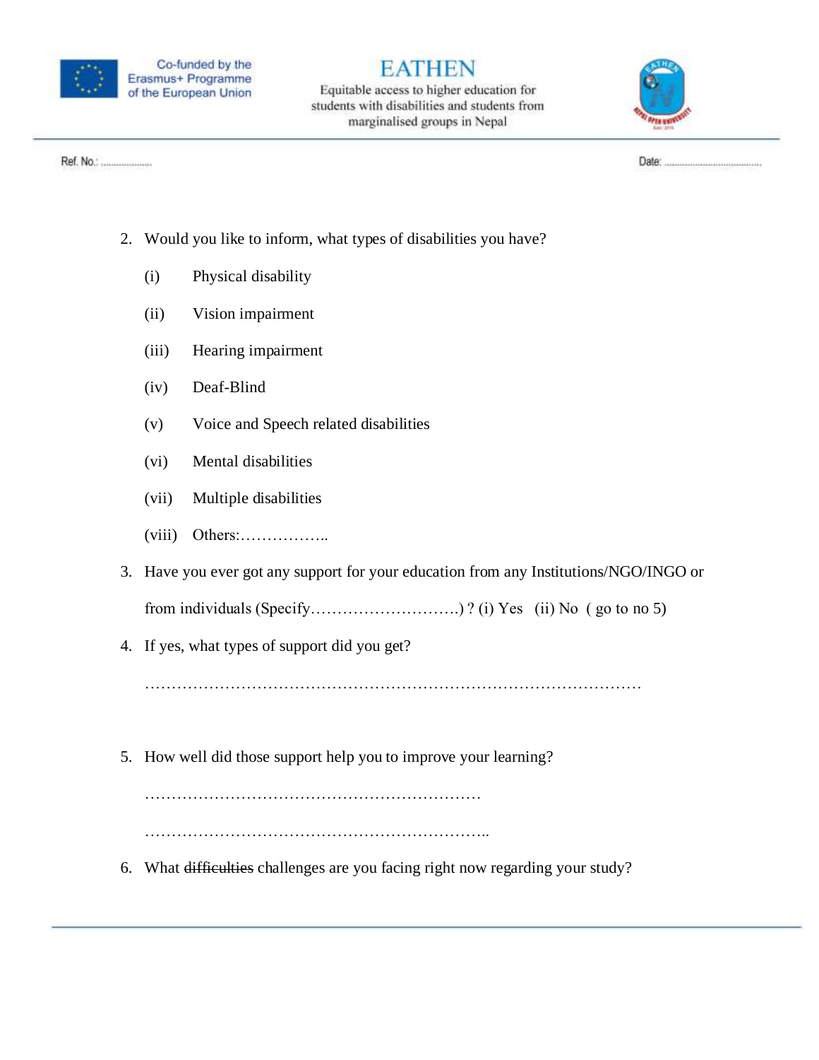2. Would you like to inform, what types of disabilities you have?

   (i) Physical disability

   (ii) Vision impairment

   (iii) Hearing impairment

   (iv) Deaf-Blind

   (v) Voice and Speech related disabilities

   (vi) Mental disabilities

   (vii) Multiple disabilities

   (viii) Others:……………..

3. Have you ever got any support for your education from any Institutions/NGO/INGO or from individuals (Specify………………………) ? (i) Yes (ii) No ( go to no 5)

4. If yes, what types of support did you get?

   ……………………………………………………………………………

5. How well did those support help you to improve your learning?

   ………………………………………………………

   ……………………………………………………..

6. What ~~difficulties~~ challenges are you facing right now regarding your study?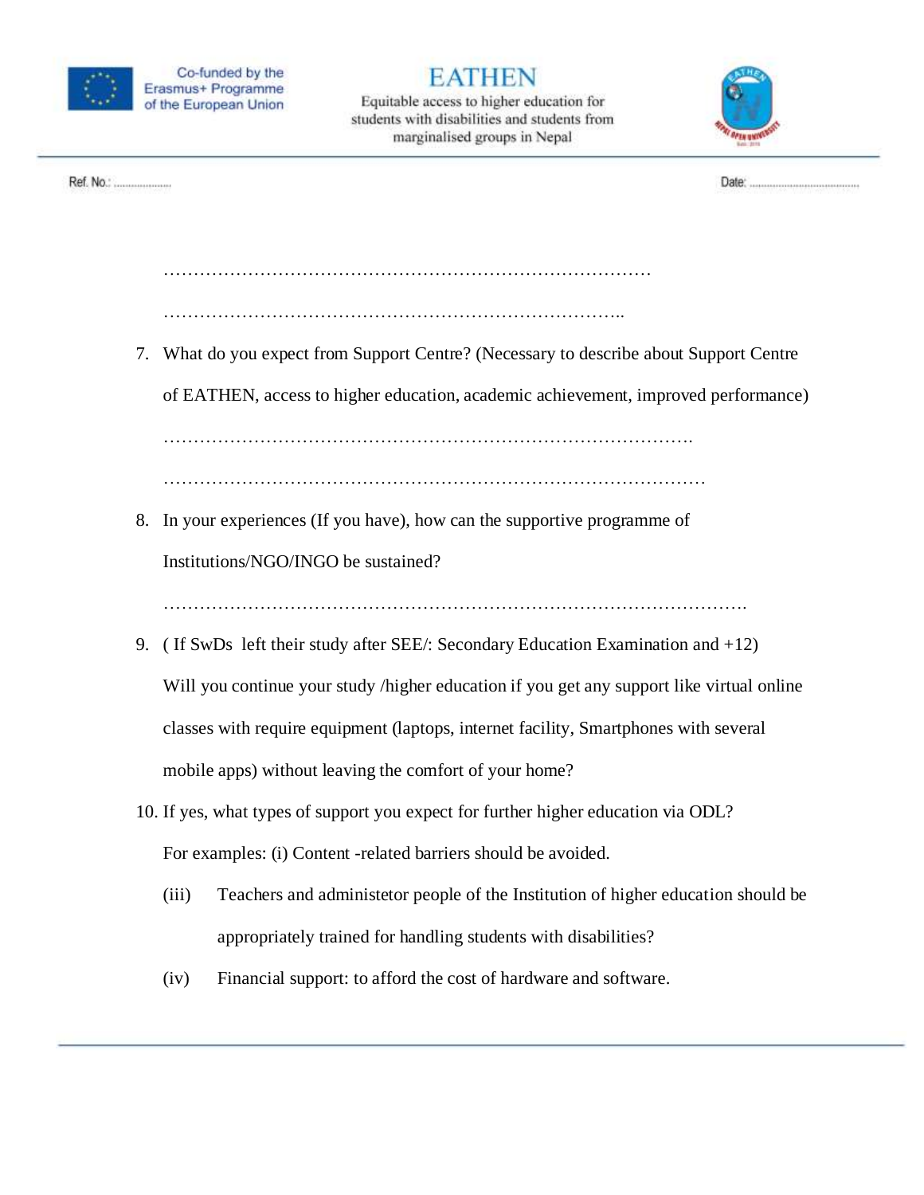……………………………………………………………………………

…………………………………………………………………..

7. What do you expect from Support Centre? (Necessary to describe about Support Centre of EATHEN, access to higher education, academic achievement, improved performance)

   ……………………………………………………………………………….

   ………………………………………………………………………………

8. In your experiences (If you have), how can the supportive programme of Institutions/NGO/INGO be sustained?

   ……………………………………………………………………………………….

9. ( If SwDs left their study after SEE/: Secondary Education Examination and +12)

   Will you continue your study /higher education if you get any support like virtual online classes with require equipment (laptops, internet facility, Smartphones with several mobile apps) without leaving the comfort of your home?

10. If yes, what types of support you expect for further higher education via ODL?

    For examples: (i) Content -related barriers should be avoided.

    (iii) Teachers and administetor people of the Institution of higher education should be appropriately trained for handling students with disabilities?

    (iv) Financial support: to afford the cost of hardware and software.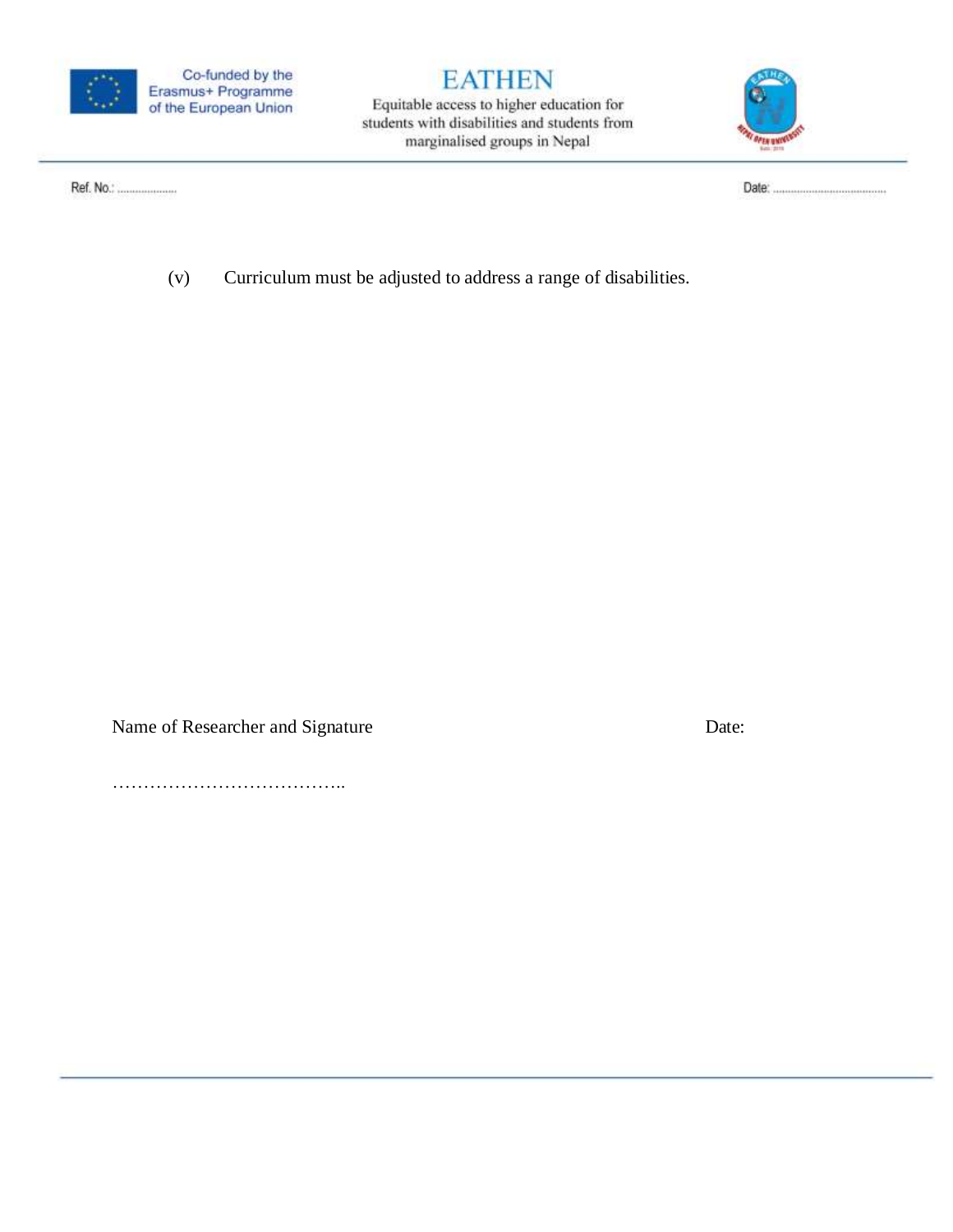(v) Curriculum must be adjusted to address a range of disabilities.

Name of Researcher and Signature                                                        Date:

………………………………..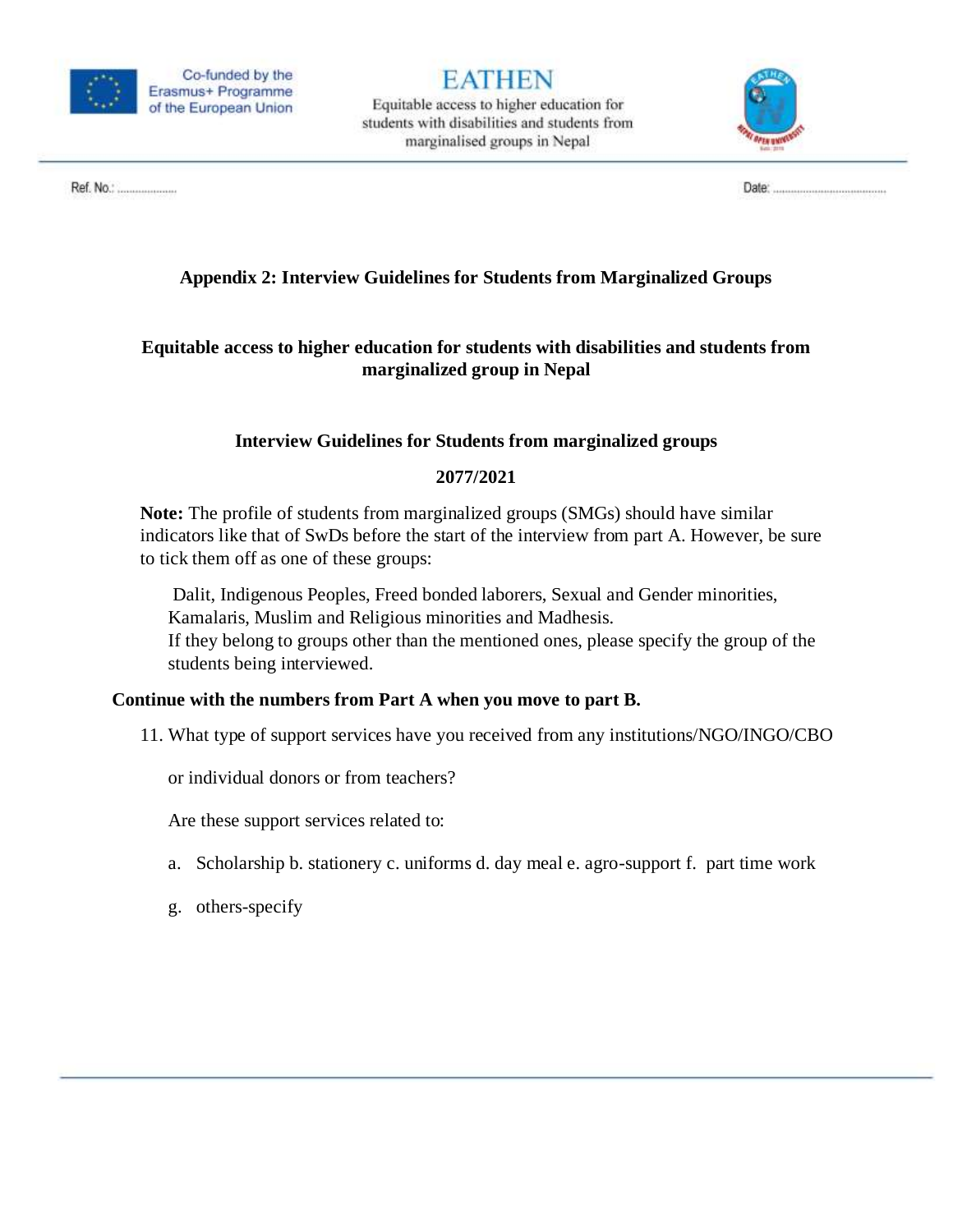Ref. No.: ..................                                                                                                                    Date: ..................................

**Appendix 2: Interview Guidelines for Students from Marginalized Groups**

**Equitable access to higher education for students with disabilities and students from marginalized group in Nepal**

**Interview Guidelines for Students from marginalized groups**

**2077/2021**

**Note:** The profile of students from marginalized groups (SMGs) should have similar indicators like that of SwDs before the start of the interview from part A. However, be sure to tick them off as one of these groups:

Dalit, Indigenous Peoples, Freed bonded laborers, Sexual and Gender minorities, Kamalaris, Muslim and Religious minorities and Madhesis.
If they belong to groups other than the mentioned ones, please specify the group of the students being interviewed.

**Continue with the numbers from Part A when you move to part B.**

11. What type of support services have you received from any institutions/NGO/INGO/CBO or individual donors or from teachers?

    Are these support services related to:

    a. Scholarship b. stationery c. uniforms d. day meal e. agro-support f. part time work

    g. others-specify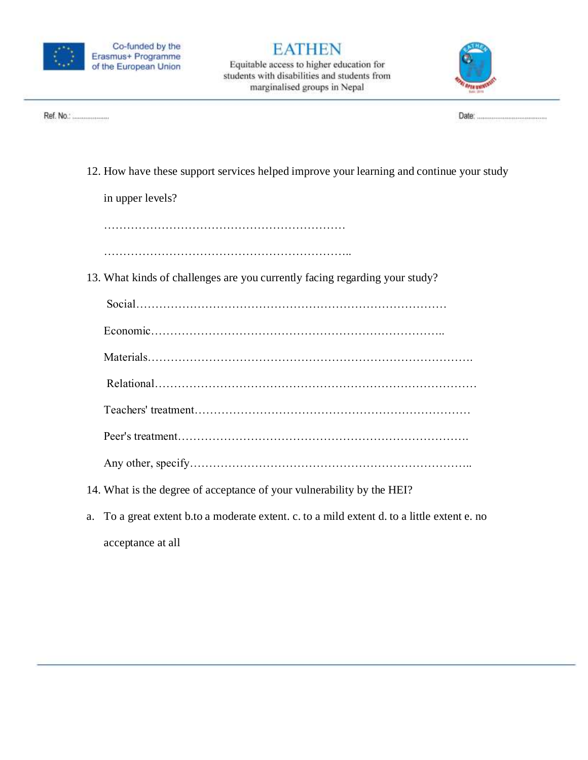12. How have these support services helped improve your learning and continue your study in upper levels?

    ………………………………………………………

    ……………………………………………………..

13. What kinds of challenges are you currently facing regarding your study?

    Social……………………………………………………………………

    Economic……………………………………………………………..

    Materials…………………………………………………………………….

    Relational……………………………………………………………………

    Teachers' treatment……………………………………………………………

    Peer's treatment……………………………………………………………….

    Any other, specify……………………………………………………………..

14. What is the degree of acceptance of your vulnerability by the HEI?

a. To a great extent b.to a moderate extent. c. to a mild extent d. to a little extent e. no acceptance at all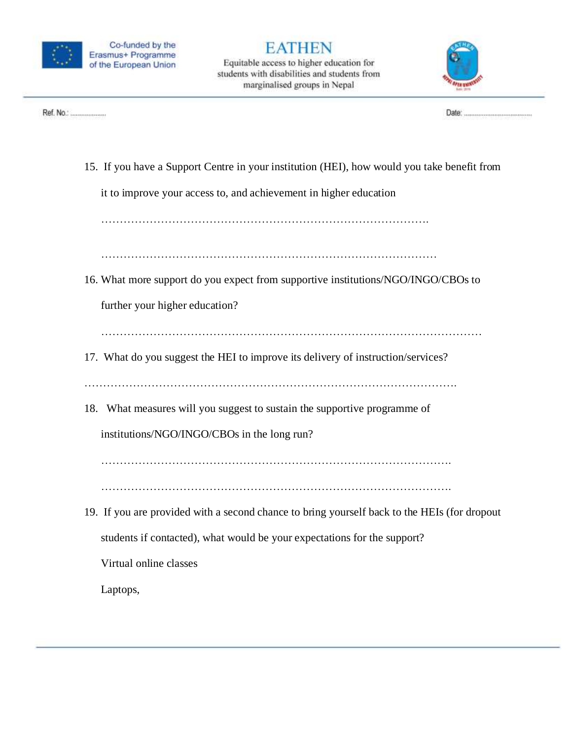15. If you have a Support Centre in your institution (HEI), how would you take benefit from it to improve your access to, and achievement in higher education

    ……………………………………………………………………………….

    ………………………………………………………………………………

16. What more support do you expect from supportive institutions/NGO/INGO/CBOs to further your higher education?

    ………………………………………………………………………………………

17. What do you suggest the HEI to improve its delivery of instruction/services?

………………………………………………………………………………………….

18. What measures will you suggest to sustain the supportive programme of institutions/NGO/INGO/CBOs in the long run?

    ………………………………………………………………………………….

    ………………………………………………………………………………….

19. If you are provided with a second chance to bring yourself back to the HEIs (for dropout students if contacted), what would be your expectations for the support?

    Virtual online classes

    Laptops,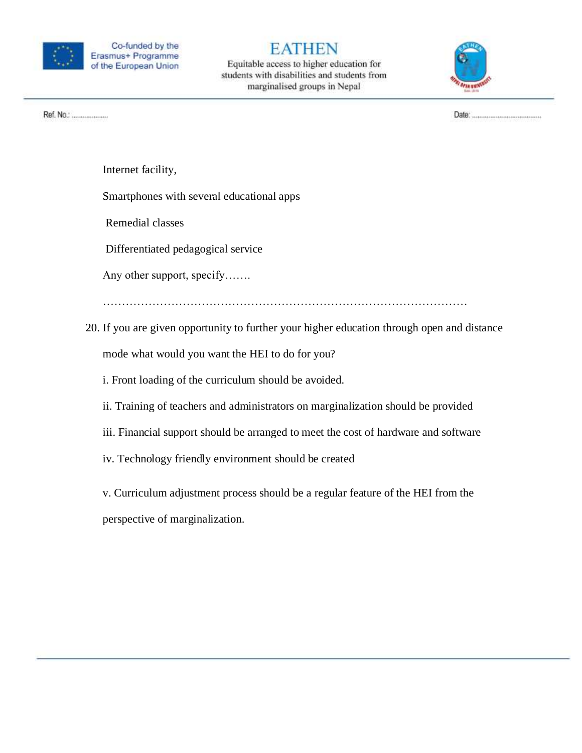Internet facility,

Smartphones with several educational apps

Remedial classes

Differentiated pedagogical service

Any other support, specify…….

………………………………………………………………………………………

20. If you are given opportunity to further your higher education through open and distance mode what would you want the HEI to do for you?

    i. Front loading of the curriculum should be avoided.

    ii. Training of teachers and administrators on marginalization should be provided

    iii. Financial support should be arranged to meet the cost of hardware and software

    iv. Technology friendly environment should be created

    v. Curriculum adjustment process should be a regular feature of the HEI from the perspective of marginalization.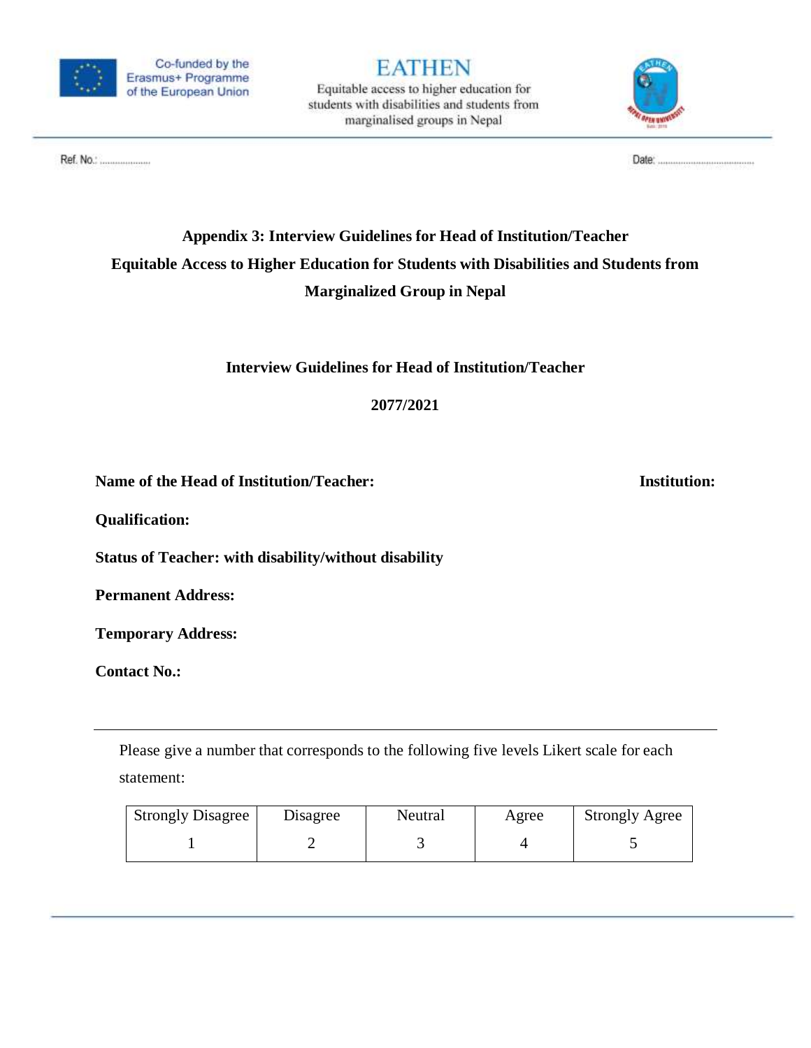Co-funded by the Erasmus+ Programme of the European Union

EATHEN

Equitable access to higher education for students with disabilities and students from marginalised groups in Nepal

Ref. No.: ....................

Date: ......................................

## Appendix 3: Interview Guidelines for Head of Institution/Teacher

## Equitable Access to Higher Education for Students with Disabilities and Students from Marginalized Group in Nepal

### Interview Guidelines for Head of Institution/Teacher

**2077/2021**

**Name of the Head of Institution/Teacher:** **Institution:**

**Qualification:**

**Status of Teacher: with disability/without disability**

**Permanent Address:**

**Temporary Address:**

**Contact No.:**

---

Please give a number that corresponds to the following five levels Likert scale for each statement:

| Strongly Disagree | Disagree | Neutral | Agree | Strongly Agree |
|---|---|---|---|---|
| 1 | 2 | 3 | 4 | 5 |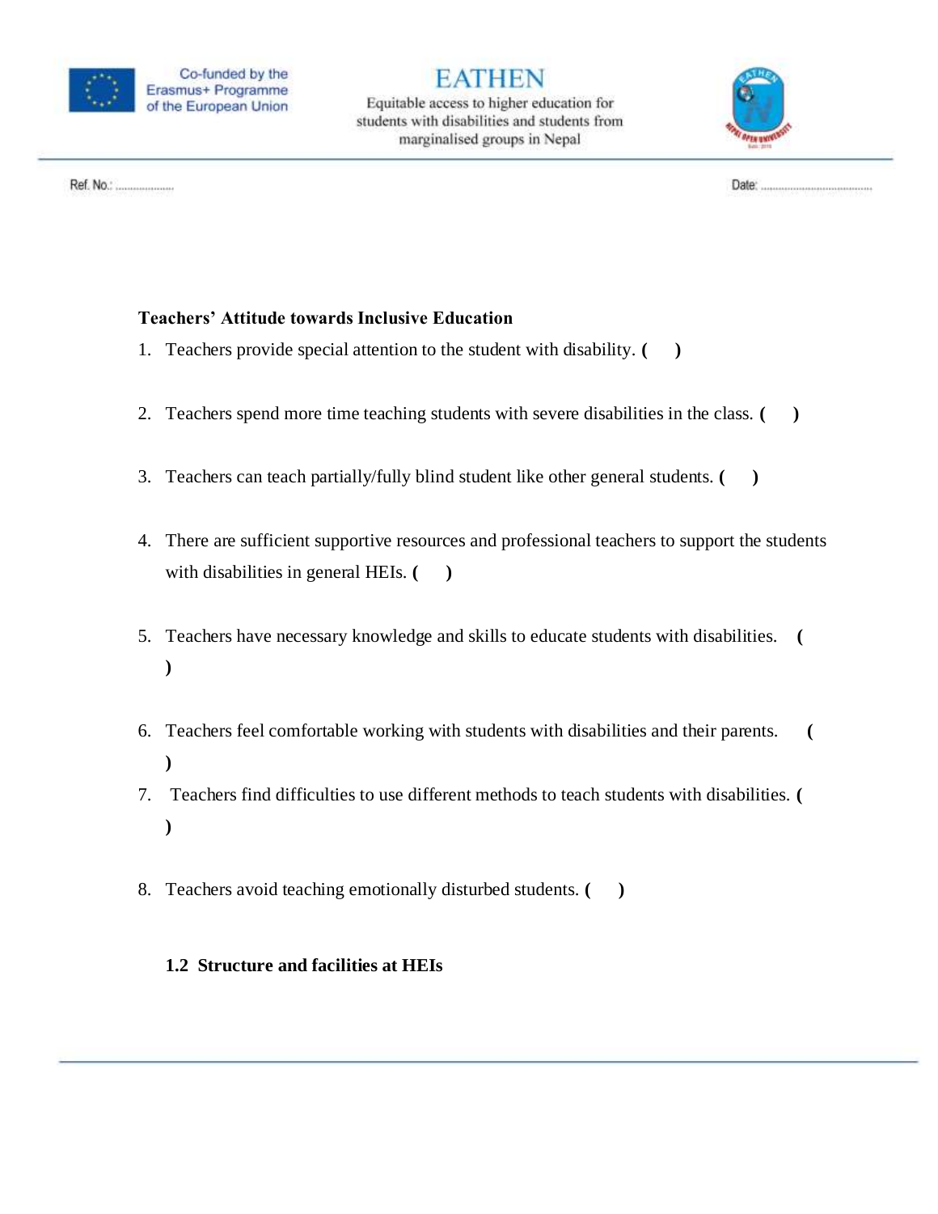**Teachers' Attitude towards Inclusive Education**

1. Teachers provide special attention to the student with disability. **( )**
2. Teachers spend more time teaching students with severe disabilities in the class. **( )**
3. Teachers can teach partially/fully blind student like other general students. **( )**
4. There are sufficient supportive resources and professional teachers to support the students with disabilities in general HEIs. **( )**
5. Teachers have necessary knowledge and skills to educate students with disabilities. **( )**
6. Teachers feel comfortable working with students with disabilities and their parents. **( )**
7. Teachers find difficulties to use different methods to teach students with disabilities. **( )**
8. Teachers avoid teaching emotionally disturbed students. **( )**

### 1.2 Structure and facilities at HEIs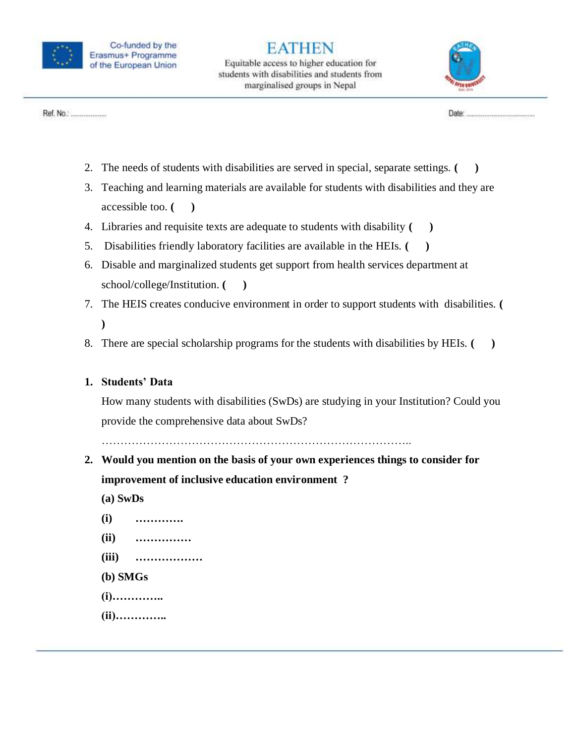2. The needs of students with disabilities are served in special, separate settings. **(     )**
3. Teaching and learning materials are available for students with disabilities and they are accessible too. **(     )**
4. Libraries and requisite texts are adequate to students with disability **(     )**
5. Disabilities friendly laboratory facilities are available in the HEIs. **(     )**
6. Disable and marginalized students get support from health services department at school/college/Institution. **(     )**
7. The HEIS creates conducive environment in order to support students with disabilities. **(     )**
8. There are special scholarship programs for the students with disabilities by HEIs. **(     )**

1. **Students' Data**

   How many students with disabilities (SwDs) are studying in your Institution? Could you provide the comprehensive data about SwDs?

   …………………………………………………………………………..

2. **Would you mention on the basis of your own experiences things to consider for improvement of inclusive education environment ?**

   **(a) SwDs**

   **(i)** **………….**

   **(ii)** **……………**

   **(iii)** **………………**

   **(b) SMGs**

   **(i)…………..**

   **(ii)…………..**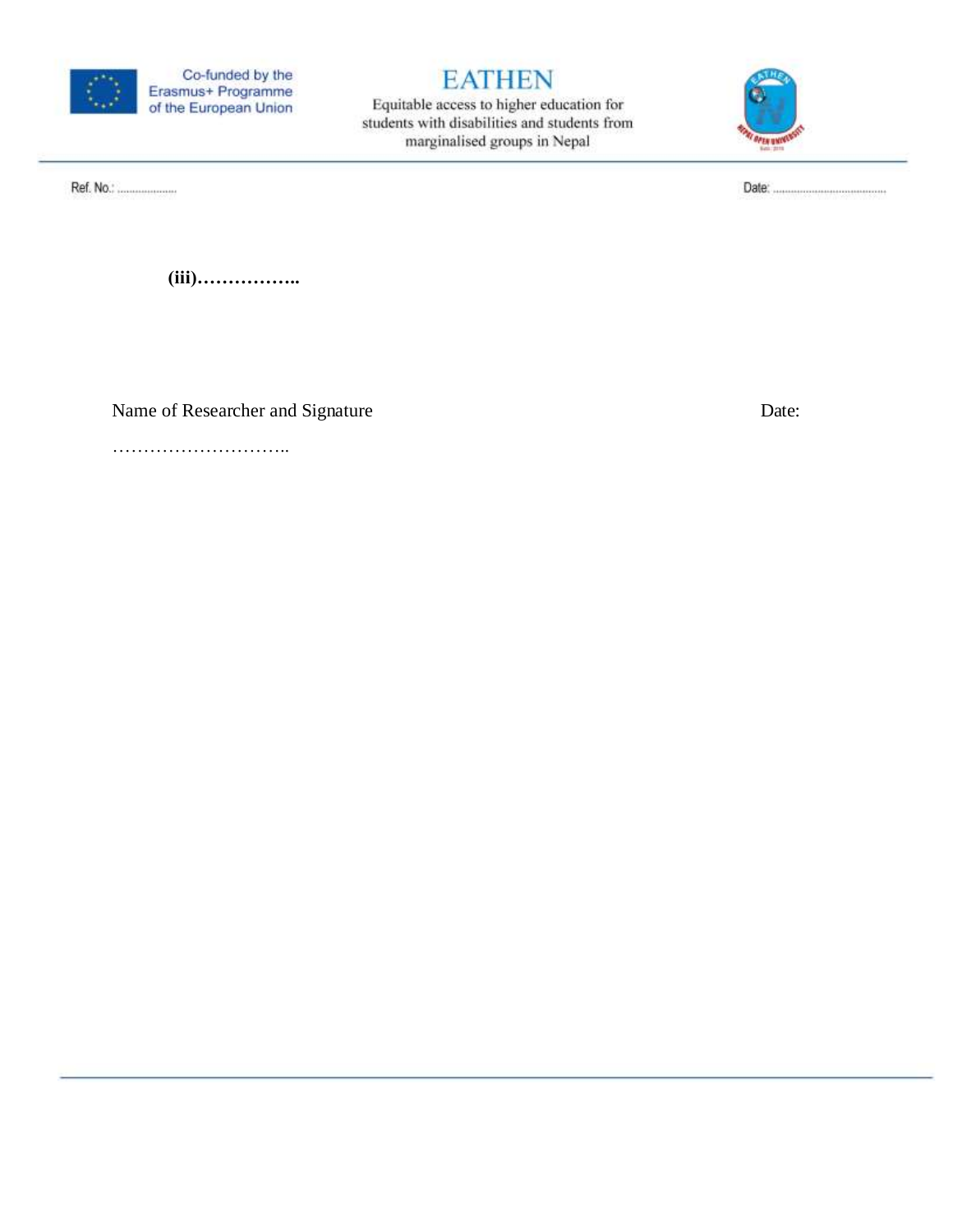**(iii)……………..**

Name of Researcher and Signature　　　　　　　　　　　　　　　　　　Date:

………………………..